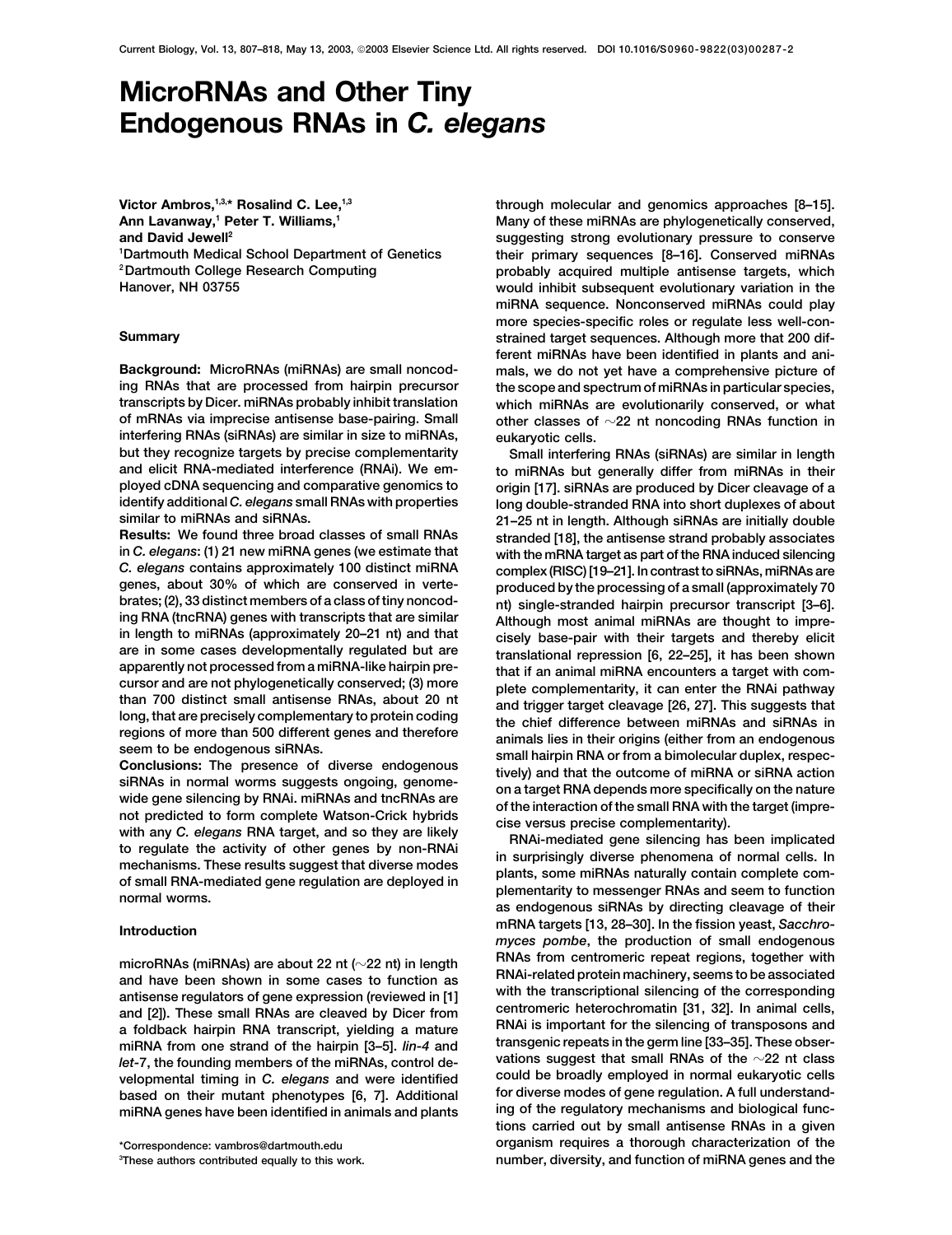# MicroRNAs and Other Tiny Endogenous RNAs in *C. elegans*

Victor Ambros,[1,3,*] Rosalind C. Lee,[1,3] Ann Lavanway,[1] Peter T. Williams,[1] and David Jewell[2]
[1]Dartmouth Medical School Department of Genetics
[2]Dartmouth College Research Computing
Hanover, NH 03755

## Summary

**Background:** MicroRNAs (miRNAs) are small noncoding RNAs that are processed from hairpin precursor transcripts by Dicer. miRNAs probably inhibit translation of mRNAs via imprecise antisense base-pairing. Small interfering RNAs (siRNAs) are similar in size to miRNAs, but they recognize targets by precise complementarity and elicit RNA-mediated interference (RNAi). We employed cDNA sequencing and comparative genomics to identify additional *C. elegans* small RNAs with properties similar to miRNAs and siRNAs.

**Results:** We found three broad classes of small RNAs in *C. elegans*: (1) 21 new miRNA genes (we estimate that *C. elegans* contains approximately 100 distinct miRNA genes, about 30% of which are conserved in vertebrates; (2), 33 distinct members of a class of tiny noncoding RNA (tncRNA) genes with transcripts that are similar in length to miRNAs (approximately 20–21 nt) and that are in some cases developmentally regulated but are apparently not processed from a miRNA-like hairpin precursor and are not phylogenetically conserved; (3) more than 700 distinct small antisense RNAs, about 20 nt long, that are precisely complementary to protein coding regions of more than 500 different genes and therefore seem to be endogenous siRNAs.

**Conclusions:** The presence of diverse endogenous siRNAs in normal worms suggests ongoing, genome-wide gene silencing by RNAi. miRNAs and tncRNAs are not predicted to form complete Watson-Crick hybrids with any *C. elegans* RNA target, and so they are likely to regulate the activity of other genes by non-RNAi mechanisms. These results suggest that diverse modes of small RNA-mediated gene regulation are deployed in normal worms.

## Introduction

microRNAs (miRNAs) are about 22 nt (~22 nt) in length and have been shown in some cases to function as antisense regulators of gene expression (reviewed in [1] and [2]). These small RNAs are cleaved by Dicer from a foldback hairpin RNA transcript, yielding a mature miRNA from one strand of the hairpin [3–5]. *lin-4* and *let-7*, the founding members of the miRNAs, control developmental timing in *C. elegans* and were identified based on their mutant phenotypes [6, 7]. Additional miRNA genes have been identified in animals and plants through molecular and genomics approaches [8–15]. Many of these miRNAs are phylogenetically conserved, suggesting strong evolutionary pressure to conserve their primary sequences [8–16]. Conserved miRNAs probably acquired multiple antisense targets, which would inhibit subsequent evolutionary variation in the miRNA sequence. Nonconserved miRNAs could play more species-specific roles or regulate less well-constrained target sequences. Although more that 200 different miRNAs have been identified in plants and animals, we do not yet have a comprehensive picture of the scope and spectrum of miRNAs in particular species, which miRNAs are evolutionarily conserved, or what other classes of ~22 nt noncoding RNAs function in eukaryotic cells.

Small interfering RNAs (siRNAs) are similar in length to miRNAs but generally differ from miRNAs in their origin [17]. siRNAs are produced by Dicer cleavage of a long double-stranded RNA into short duplexes of about 21–25 nt in length. Although siRNAs are initially double stranded [18], the antisense strand probably associates with the mRNA target as part of the RNA induced silencing complex (RISC) [19–21]. In contrast to siRNAs, miRNAs are produced by the processing of a small (approximately 70 nt) single-stranded hairpin precursor transcript [3–6]. Although most animal miRNAs are thought to imprecisely base-pair with their targets and thereby elicit translational repression [6, 22–25], it has been shown that if an animal miRNA encounters a target with complete complementarity, it can enter the RNAi pathway and trigger target cleavage [26, 27]. This suggests that the chief difference between miRNAs and siRNAs in animals lies in their origins (either from an endogenous small hairpin RNA or from a bimolecular duplex, respectively) and that the outcome of miRNA or siRNA action on a target RNA depends more specifically on the nature of the interaction of the small RNA with the target (imprecise versus precise complementarity).

RNAi-mediated gene silencing has been implicated in surprisingly diverse phenomena of normal cells. In plants, some miRNAs naturally contain complete complementarity to messenger RNAs and seem to function as endogenous siRNAs by directing cleavage of their mRNA targets [13, 28–30]. In the fission yeast, *Saccharomyces pombe*, the production of small endogenous RNAs from centromeric repeat regions, together with RNAi-related protein machinery, seems to be associated with the transcriptional silencing of the corresponding centromeric heterochromatin [31, 32]. In animal cells, RNAi is important for the silencing of transposons and transgenic repeats in the germ line [33–35]. These observations suggest that small RNAs of the ~22 nt class could be broadly employed in normal eukaryotic cells for diverse modes of gene regulation. A full understanding of the regulatory mechanisms and biological functions carried out by small antisense RNAs in a given organism requires a thorough characterization of the number, diversity, and function of miRNA genes and the

*Correspondence: vambros@dartmouth.edu
[3]These authors contributed equally to this work.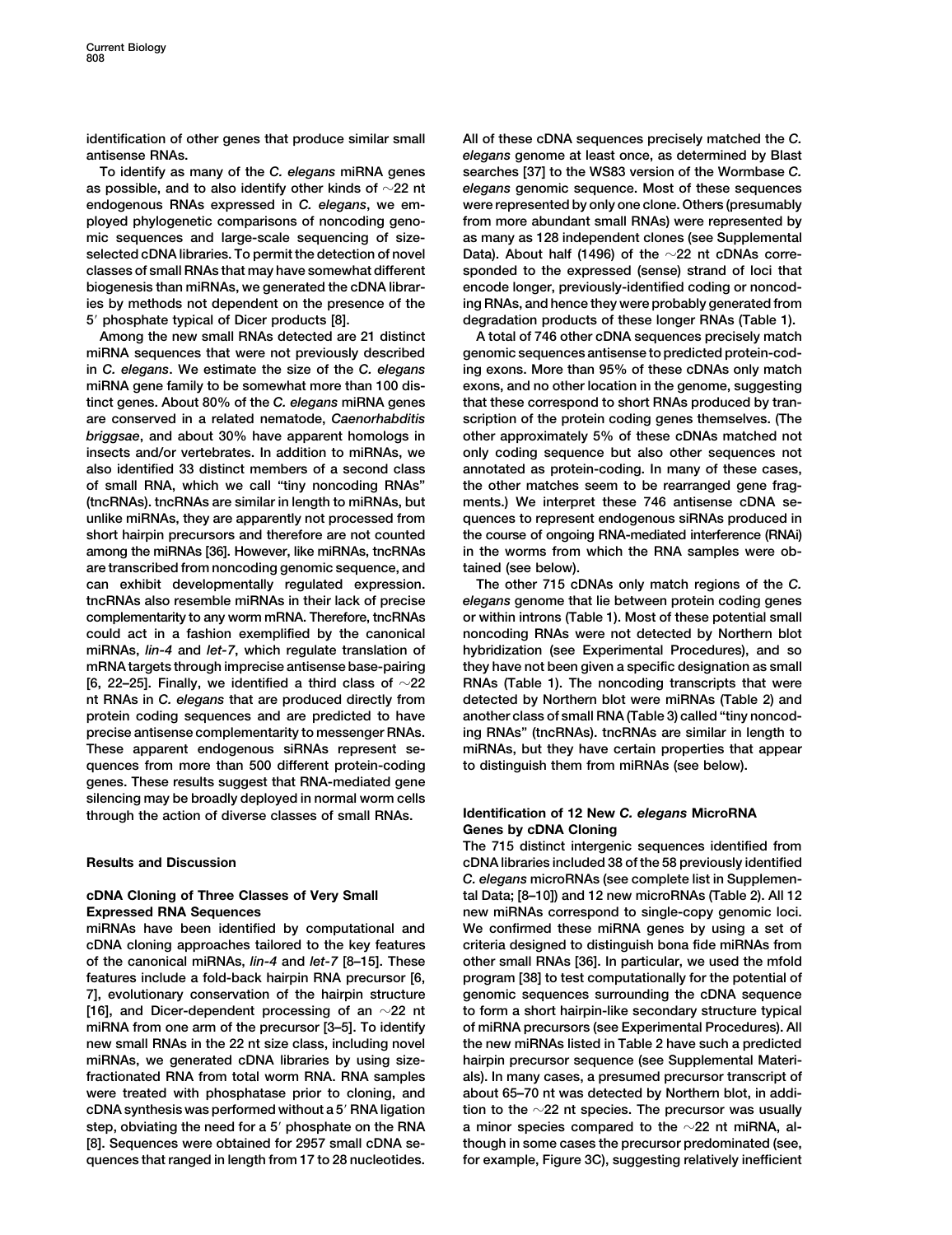identification of other genes that produce similar small antisense RNAs.

To identify as many of the *C. elegans* miRNA genes as possible, and to also identify other kinds of ∼22 nt endogenous RNAs expressed in *C. elegans*, we employed phylogenetic comparisons of noncoding genomic sequences and large-scale sequencing of size-selected cDNA libraries. To permit the detection of novel classes of small RNAs that may have somewhat different biogenesis than miRNAs, we generated the cDNA libraries by methods not dependent on the presence of the 5′ phosphate typical of Dicer products [8].

Among the new small RNAs detected are 21 distinct miRNA sequences that were not previously described in *C. elegans*. We estimate the size of the *C. elegans* miRNA gene family to be somewhat more than 100 distinct genes. About 80% of the *C. elegans* miRNA genes are conserved in a related nematode, *Caenorhabditis briggsae*, and about 30% have apparent homologs in insects and/or vertebrates. In addition to miRNAs, we also identified 33 distinct members of a second class of small RNA, which we call "tiny noncoding RNAs" (tncRNAs). tncRNAs are similar in length to miRNAs, but unlike miRNAs, they are apparently not processed from short hairpin precursors and therefore are not counted among the miRNAs [36]. However, like miRNAs, tncRNAs are transcribed from noncoding genomic sequence, and can exhibit developmentally regulated expression. tncRNAs also resemble miRNAs in their lack of precise complementarity to any worm mRNA. Therefore, tncRNAs could act in a fashion exemplified by the canonical miRNAs, *lin-4* and *let-7*, which regulate translation of mRNA targets through imprecise antisense base-pairing [6, 22–25]. Finally, we identified a third class of ∼22 nt RNAs in *C. elegans* that are produced directly from protein coding sequences and are predicted to have precise antisense complementarity to messenger RNAs. These apparent endogenous siRNAs represent sequences from more than 500 different protein-coding genes. These results suggest that RNA-mediated gene silencing may be broadly deployed in normal worm cells through the action of diverse classes of small RNAs.

## Results and Discussion

### cDNA Cloning of Three Classes of Very Small Expressed RNA Sequences

miRNAs have been identified by computational and cDNA cloning approaches tailored to the key features of the canonical miRNAs, *lin-4* and *let-7* [8–15]. These features include a fold-back hairpin RNA precursor [6, 7], evolutionary conservation of the hairpin structure [16], and Dicer-dependent processing of an ∼22 nt miRNA from one arm of the precursor [3–5]. To identify new small RNAs in the 22 nt size class, including novel miRNAs, we generated cDNA libraries by using size-fractionated RNA from total worm RNA. RNA samples were treated with phosphatase prior to cloning, and cDNA synthesis was performed without a 5′ RNA ligation step, obviating the need for a 5′ phosphate on the RNA [8]. Sequences were obtained for 2957 small cDNA sequences that ranged in length from 17 to 28 nucleotides. All of these cDNA sequences precisely matched the *C. elegans* genome at least once, as determined by Blast searches [37] to the WS83 version of the Wormbase *C. elegans* genomic sequence. Most of these sequences were represented by only one clone. Others (presumably from more abundant small RNAs) were represented by as many as 128 independent clones (see Supplemental Data). About half (1496) of the ∼22 nt cDNAs corresponded to the expressed (sense) strand of loci that encode longer, previously-identified coding or noncoding RNAs, and hence they were probably generated from degradation products of these longer RNAs (Table 1).

A total of 746 other cDNA sequences precisely match genomic sequences antisense to predicted protein-coding exons. More than 95% of these cDNAs only match exons, and no other location in the genome, suggesting that these correspond to short RNAs produced by transcription of the protein coding genes themselves. (The other approximately 5% of these cDNAs matched not only coding sequence but also other sequences not annotated as protein-coding. In many of these cases, the other matches seem to be rearranged gene fragments.) We interpret these 746 antisense cDNA sequences to represent endogenous siRNAs produced in the course of ongoing RNA-mediated interference (RNAi) in the worms from which the RNA samples were obtained (see below).

The other 715 cDNAs only match regions of the *C. elegans* genome that lie between protein coding genes or within introns (Table 1). Most of these potential small noncoding RNAs were not detected by Northern blot hybridization (see Experimental Procedures), and so they have not been given a specific designation as small RNAs (Table 1). The noncoding transcripts that were detected by Northern blot were miRNAs (Table 2) and another class of small RNA (Table 3) called "tiny noncoding RNAs" (tncRNAs). tncRNAs are similar in length to miRNAs, but they have certain properties that appear to distinguish them from miRNAs (see below).

### Identification of 12 New *C. elegans* MicroRNA Genes by cDNA Cloning

The 715 distinct intergenic sequences identified from cDNA libraries included 38 of the 58 previously identified *C. elegans* microRNAs (see complete list in Supplemental Data; [8–10]) and 12 new microRNAs (Table 2). All 12 new miRNAs correspond to single-copy genomic loci. We confirmed these miRNA genes by using a set of criteria designed to distinguish bona fide miRNAs from other small RNAs [36]. In particular, we used the mfold program [38] to test computationally for the potential of genomic sequences surrounding the cDNA sequence to form a short hairpin-like secondary structure typical of miRNA precursors (see Experimental Procedures). All the new miRNAs listed in Table 2 have such a predicted hairpin precursor sequence (see Supplemental Materials). In many cases, a presumed precursor transcript of about 65–70 nt was detected by Northern blot, in addition to the ∼22 nt species. The precursor was usually a minor species compared to the ∼22 nt miRNA, although in some cases the precursor predominated (see, for example, Figure 3C), suggesting relatively inefficient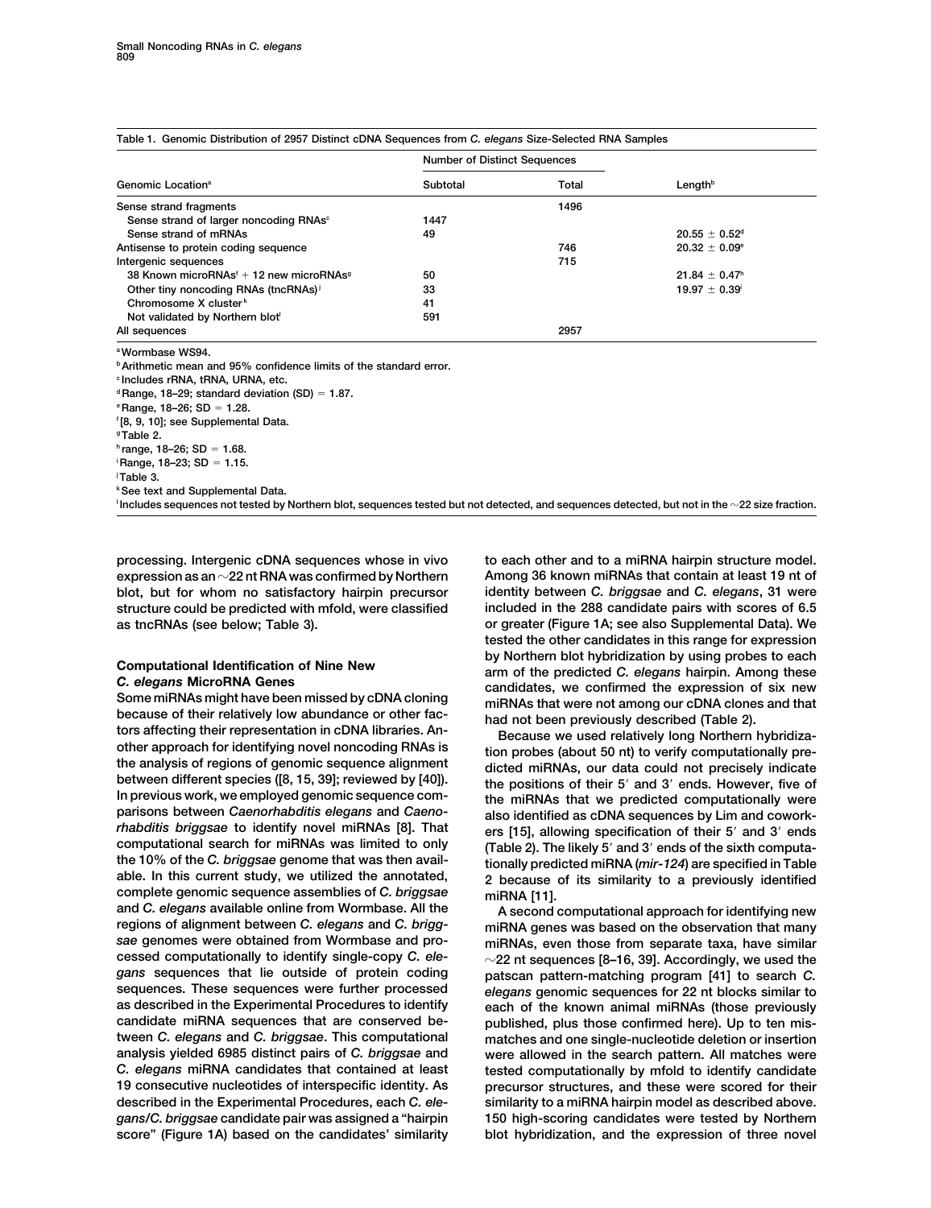Table 1. Genomic Distribution of 2957 Distinct cDNA Sequences from *C. elegans* Size-Selected RNA Samples

| Genomic Location[a] | Number of Distinct Sequences | | Length[b] |
|---|---|---|---|
| | Subtotal | Total | |
| Sense strand fragments | | 1496 | |
| Sense strand of larger noncoding RNAs[c] | 1447 | | |
| Sense strand of mRNAs | 49 | | 20.55 ± 0.52[d] |
| Antisense to protein coding sequence | | 746 | 20.32 ± 0.09[e] |
| Intergenic sequences | | 715 | |
| 38 Known microRNAs[f] + 12 new microRNAs[g] | 50 | | 21.84 ± 0.47[h] |
| Other tiny noncoding RNAs (tncRNAs)[i] | 33 | | 19.97 ± 0.39[i] |
| Chromosome X cluster[k] | 41 | | |
| Not validated by Northern blot[l] | 591 | | |
| All sequences | | 2957 | |

[a] Wormbase WS94.
[b] Arithmetic mean and 95% confidence limits of the standard error.
[c] Includes rRNA, tRNA, URNA, etc.
[d] Range, 18–29; standard deviation (SD) = 1.87.
[e] Range, 18–26; SD = 1.28.
[f] [8, 9, 10]; see Supplemental Data.
[g] Table 2.
[h] range, 18–26; SD = 1.68.
[i] Range, 18–23; SD = 1.15.
[j] Table 3.
[k] See text and Supplemental Data.
[l] Includes sequences not tested by Northern blot, sequences tested but not detected, and sequences detected, but not in the ~22 size fraction.

processing. Intergenic cDNA sequences whose in vivo expression as an ~22 nt RNA was confirmed by Northern blot, but for whom no satisfactory hairpin precursor structure could be predicted with mfold, were classified as tncRNAs (see below; Table 3).

## Computational Identification of Nine New *C. elegans* MicroRNA Genes

Some miRNAs might have been missed by cDNA cloning because of their relatively low abundance or other factors affecting their representation in cDNA libraries. Another approach for identifying novel noncoding RNAs is the analysis of regions of genomic sequence alignment between different species ([8, 15, 39]; reviewed by [40]). In previous work, we employed genomic sequence comparisons between *Caenorhabditis elegans* and *Caenorhabditis briggsae* to identify novel miRNAs [8]. That computational search for miRNAs was limited to only the 10% of the *C. briggsae* genome that was then available. In this current study, we utilized the annotated, complete genomic sequence assemblies of *C. briggsae* and *C. elegans* available online from Wormbase. All the regions of alignment between *C. elegans* and *C. briggsae* genomes were obtained from Wormbase and processed computationally to identify single-copy *C. elegans* sequences that lie outside of protein coding sequences. These sequences were further processed as described in the Experimental Procedures to identify candidate miRNA sequences that are conserved between *C. elegans* and *C. briggsae*. This computational analysis yielded 6985 distinct pairs of *C. briggsae* and *C. elegans* miRNA candidates that contained at least 19 consecutive nucleotides of interspecific identity. As described in the Experimental Procedures, each *C. elegans*/*C. briggsae* candidate pair was assigned a "hairpin score" (Figure 1A) based on the candidates' similarity to each other and to a miRNA hairpin structure model. Among 36 known miRNAs that contain at least 19 nt of identity between *C. briggsae* and *C. elegans*, 31 were included in the 288 candidate pairs with scores of 6.5 or greater (Figure 1A; see also Supplemental Data). We tested the other candidates in this range for expression by Northern blot hybridization by using probes to each arm of the predicted *C. elegans* hairpin. Among these candidates, we confirmed the expression of six new miRNAs that were not among our cDNA clones and that had not been previously described (Table 2).

Because we used relatively long Northern hybridization probes (about 50 nt) to verify computationally predicted miRNAs, our data could not precisely indicate the positions of their 5′ and 3′ ends. However, five of the miRNAs that we predicted computationally were also identified as cDNA sequences by Lim and coworkers [15], allowing specification of their 5′ and 3′ ends (Table 2). The likely 5′ and 3′ ends of the sixth computationally predicted miRNA (*mir-124*) are specified in Table 2 because of its similarity to a previously identified miRNA [11].

A second computational approach for identifying new miRNA genes was based on the observation that many miRNAs, even those from separate taxa, have similar ~22 nt sequences [8–16, 39]. Accordingly, we used the patscan pattern-matching program [41] to search *C. elegans* genomic sequences for 22 nt blocks similar to each of the known animal miRNAs (those previously published, plus those confirmed here). Up to ten mismatches and one single-nucleotide deletion or insertion were allowed in the search pattern. All matches were tested computationally by mfold to identify candidate precursor structures, and these were scored for their similarity to a miRNA hairpin model as described above. 150 high-scoring candidates were tested by Northern blot hybridization, and the expression of three novel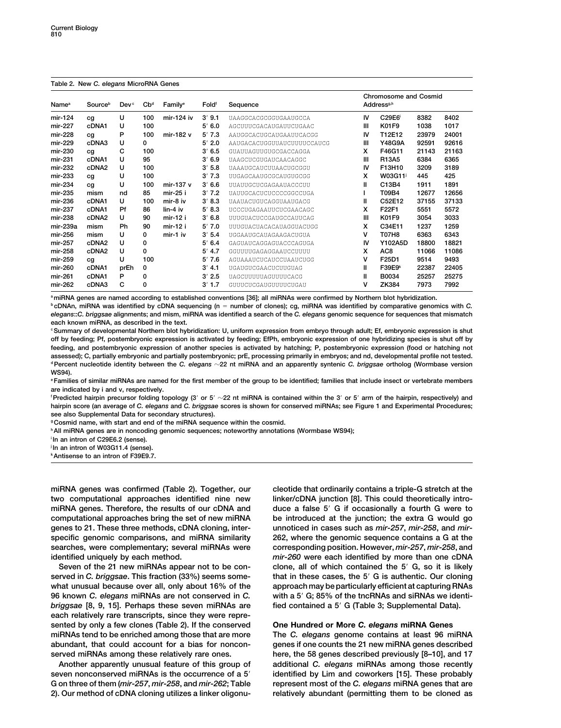**Table 2. New *C. elegans* MicroRNA Genes**

| Name[a] | Source[b] | Dev[c] | Cb[d] | Family[e] | Fold[f] | Sequence | Chromosome and Cosmid Address[g,h] | | | |
|---|---|---|---|---|---|---|---|---|---|---|
| mir-124 | cg | U | 100 | mir-124 iv | 3′ 9.1 | UAAGGCACGCGGUGAAUGCCA | IV | C29E6[i] | 8382 | 8402 |
| mir-227 | cDNA1 | U | 100 | | 5′ 6.0 | AGCUUUCGACAUGAUUCUGAAC | III | K01F9 | 1038 | 1017 |
| mir-228 | cg | P | 100 | mir-182 v | 5′ 7.3 | AAUGGCACUGCAUGAAUUCACGG | IV | T12E12 | 23979 | 24001 |
| mir-229 | cDNA3 | U | 0 | | 5′ 2.0 | AAUGACACUGGUUAUCUUUUCCAUCG | III | Y48G9A | 92591 | 92616 |
| mir-230 | cg | C | 100 | | 3′ 6.5 | GUAUUAGUUGUGCGACCAGGA | X | F46G11 | 21143 | 21163 |
| mir-231 | cDNA1 | U | 95 | | 3′ 6.9 | UAAGCUCGUGAUCAACAGGC | III | R13A5 | 6384 | 6365 |
| mir-232 | cDNA2 | U | 100 | | 3′ 5.8 | UAAAUGCAUCUUAACUGCGGU | IV | F13H10 | 3209 | 3189 |
| mir-233 | cg | U | 100 | | 3′ 7.3 | UUGAGCAAUGCGCAUGUGCGG | X | W03G11[j] | 445 | 425 |
| mir-234 | cg | U | 100 | mir-137 v | 3′ 6.6 | UUAUUGCUCGAGAAUACCCUU | II | C13B4 | 1911 | 1891 |
| mir-235 | mism | nd | 85 | mir-25 i | 3′ 7.2 | UAUUGCACUCUCCCCGGCCUGA | I | T09B4 | 12677 | 12656 |
| mir-236 | cDNA1 | U | 100 | mir-8 iv | 3′ 8.3 | UAAUACUGUCAGGUAAUGACG | II | C52E12 | 37155 | 37133 |
| mir-237 | cDNA1 | Pf | 86 | lin-4 iv | 5′ 8.3 | UCCCUGAGAAUUCUCGAACAGC | X | F22F1 | 5551 | 5572 |
| mir-238 | cDNA2 | U | 90 | mir-12 i | 3′ 6.8 | UUUGUACUCCGAUGCCAUUCAG | III | K01F9 | 3054 | 3033 |
| mir-239a | mism | Ph | 90 | mir-12 i | 5′ 7.0 | UUUGUACUACACAUAGGUACUGG | X | C34E11 | 1237 | 1259 |
| mir-256 | mism | U | 0 | mir-1 iv | 3′ 5.4 | UGGAAUGCAUAGAAGACUGUA | V | T07H8 | 6363 | 6343 |
| mir-257 | cDNA2 | U | 0 | | 5′ 6.4 | GAGUAUCAGGAGUACCCAGUGA | IV | Y102A5D | 18800 | 18821 |
| mir-258 | cDNA2 | U | 0 | | 5′ 4.7 | GGUUUUGAGAGGAAUCCUUUU | X | AC8 | 11066 | 11086 |
| mir-259 | cg | U | 100 | | 5′ 7.6 | AGUAAAUCUCAUCCUAAUCUGG | V | F25D1 | 9514 | 9493 |
| mir-260 | cDNA1 | prEh | 0 | | 3′ 4.1 | UGAUGUCGAACUCUUGUAG | II | F39E9[k] | 22387 | 22405 |
| mir-261 | cDNA1 | P | 0 | | 3′ 2.5 | UAGCUUUUUAGUUUUCACG | II | B0034 | 25257 | 25275 |
| mir-262 | cDNA3 | C | 0 | | 3′ 1.7 | GUUUCUCGAUGUUUUCUGAU | V | ZK384 | 7973 | 7992 |

[a] miRNA genes are named according to established conventions [36]; all miRNAs were confirmed by Northern blot hybridization.
[b] cDNAn, miRNA was identified by cDNA sequencing (n = number of clones); cg, miRNA was identified by comparative genomics with *C. elegans*::*C. briggsae* alignments; and mism, miRNA was identified a search of the *C. elegans* genomic sequence for sequences that mismatch each known miRNA, as described in the text.
[c] Summary of developmental Northern blot hybridization: U, uniform expression from embryo through adult; Ef, embryonic expression is shut off by feeding; Pf, postembryonic expression is activated by feeding; EfPh, embryonic expression of one hybridizing species is shut off by feeding, and postembryonic expression of another species is activated by hatching; P, postembryonic expression (food or hatching not assessed); C, partially embryonic and partially postembryonic; prE, processing primarily in embryos; and nd, developmental profile not tested.
[d] Percent nucleotide identity between the *C. elegans* ~22 nt miRNA and an apparently syntenic *C. briggsae* ortholog (Wormbase version WS94).
[e] Families of similar miRNAs are named for the first member of the group to be identified; families that include insect or vertebrate members are indicated by i and v, respectively.
[f] Predicted hairpin precursor folding topology (3′ or 5′ ~22 nt miRNA is contained within the 3′ or 5′ arm of the hairpin, respectively) and hairpin score (an average of *C. elegans* and *C. briggsae* scores is shown for conserved miRNAs; see Figure 1 and Experimental Procedures; see also Supplemental Data for secondary structures).
[g] Cosmid name, with start and end of the miRNA sequence within the cosmid.
[h] All miRNA genes are in noncoding genomic sequences; noteworthy annotations (Wormbase WS94);
[i] In an intron of C29E6.2 (sense).
[j] In an intron of W03G11.4 (sense).
[k] Antisense to an intron of F39E9.7.

miRNA genes was confirmed (Table 2). Together, our two computational approaches identified nine new miRNA genes. Therefore, the results of our cDNA and computational approaches bring the set of new miRNA genes to 21. These three methods, cDNA cloning, interspecific genomic comparisons, and miRNA similarity searches, were complementary; several miRNAs were identified uniquely by each method.

Seven of the 21 new miRNAs appear not to be conserved in *C. briggsae*. This fraction (33%) seems somewhat unusual because over all, only about 16% of the 96 known *C. elegans* miRNAs are not conserved in *C. briggsae* [8, 9, 15]. Perhaps these seven miRNAs are each relatively rare transcripts, since they were represented by only a few clones (Table 2). If the conserved miRNAs tend to be enriched among those that are more abundant, that could account for a bias for nonconserved miRNAs among these relatively rare ones.

Another apparently unusual feature of this group of seven nonconserved miRNAs is the occurrence of a 5′ G on three of them (*mir-257*, *mir-258*, and *mir-262*; Table 2). Our method of cDNA cloning utilizes a linker oligonucleotide that ordinarily contains a triple-G stretch at the linker/cDNA junction [8]. This could theoretically introduce a false 5′ G if occasionally a fourth G were to be introduced at the junction; the extra G would go unnoticed in cases such as *mir-257*, *mir-258*, and *mir-262*, where the genomic sequence contains a G at the corresponding position. However, *mir-257*, *mir-258*, and *mir-260* were each identified by more than one cDNA clone, all of which contained the 5′ G, so it is likely that in these cases, the 5′ G is authentic. Our cloning approach may be particularly efficient at capturing RNAs with a 5′ G; 85% of the tncRNAs and siRNAs we identified contained a 5′ G (Table 3; Supplemental Data).

## One Hundred or More *C. elegans* miRNA Genes

The *C. elegans* genome contains at least 96 miRNA genes if one counts the 21 new miRNA genes described here, the 58 genes described previously [8–10], and 17 additional *C. elegans* miRNAs among those recently identified by Lim and coworkers [15]. These probably represent most of the *C. elegans* miRNA genes that are relatively abundant (permitting them to be cloned as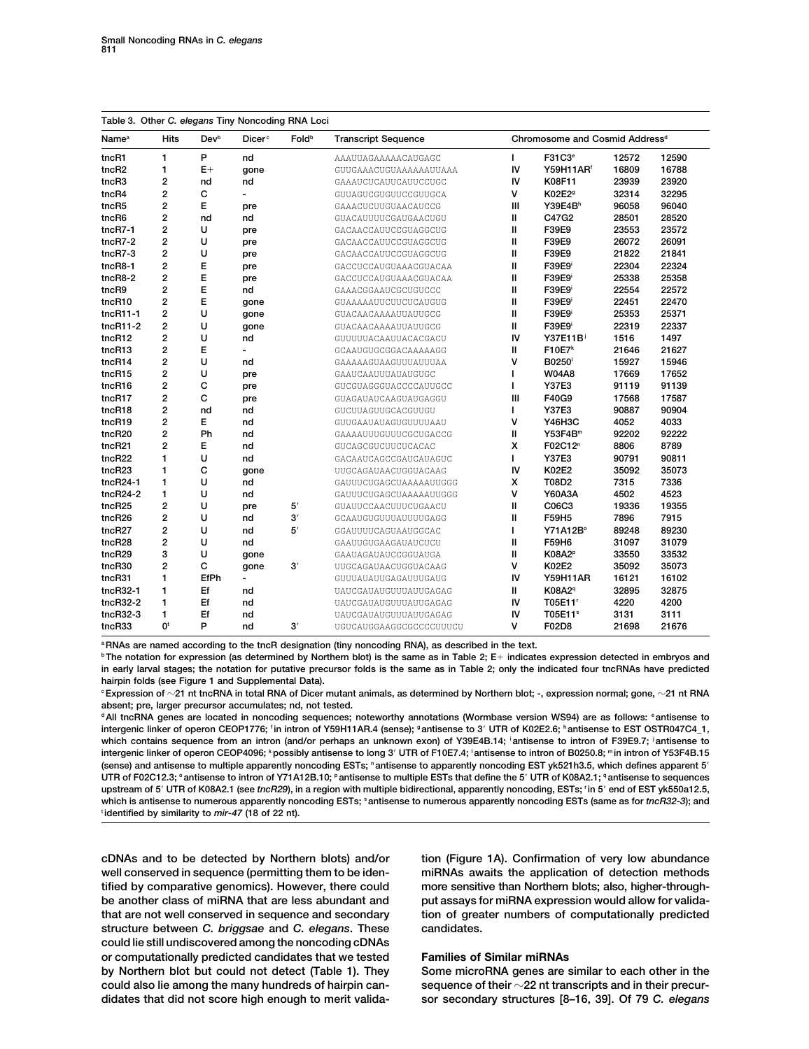Table 3. Other *C. elegans* Tiny Noncoding RNA Loci

| Name[a] | Hits | Dev[b] | Dicer[c] | Fold[b] | Transcript Sequence | Chromosome and Cosmid Address[d] | | | |
|---|---|---|---|---|---|---|---|---|---|
| tncR1 | 1 | P | nd | | AAAUUAGAAAAACAUGAGC | I | F31C3[e] | 12572 | 12590 |
| tncR2 | 1 | E+ | gone | | GUUGAAACUGUAAAAAAUUAAA | IV | Y59H11AR[f] | 16809 | 16788 |
| tncR3 | 2 | nd | nd | | GAAAUCUCAUUCAUUCCUGC | IV | K08F11 | 23939 | 23920 |
| tncR4 | 2 | C | - | | GUUAGUCGUGUUCCGUUGCA | V | K02E2[g] | 32314 | 32295 |
| tncR5 | 2 | E | pre | | GAAACUCUUGUAACAUCCG | III | Y39E4B[h] | 96058 | 96040 |
| tncR6 | 2 | nd | nd | | GUACAUUUUCGAUGAACUGU | II | C47G2 | 28501 | 28520 |
| tncR7-1 | 2 | U | pre | | GACAACCAUUCCGUAGGCUG | II | F39E9 | 23553 | 23572 |
| tncR7-2 | 2 | U | pre | | GACAACCAUUCCGUAGGCUG | II | F39E9 | 26072 | 26091 |
| tncR7-3 | 2 | U | pre | | GACAACCAUUCCGUAGGCUG | II | F39E9 | 21822 | 21841 |
| tncR8-1 | 2 | E | pre | | GACCUCCAUGUAAACGUACAA | II | F39E9[i] | 22304 | 22324 |
| tncR8-2 | 2 | E | pre | | GACCUCCAUGUAAACGUACAA | II | F39E9[i] | 25338 | 25358 |
| tncR9 | 2 | E | nd | | GAAACGGAAUCGCUGUCCC | II | F39E9[i] | 22554 | 22572 |
| tncR10 | 2 | E | gone | | GUAAAAAUUCUUCUCAUGUG | II | F39E9[i] | 22451 | 22470 |
| tncR11-1 | 2 | U | gone | | GUACAACAAAAUUAUUGCG | II | F39E9[i] | 25353 | 25371 |
| tncR11-2 | 2 | U | gone | | GUACAACAAAAUUAUUGCG | II | F39E9[i] | 22319 | 22337 |
| tncR12 | 2 | U | nd | | GUUUUUACAAUUACACGACU | IV | Y37E11B[j] | 1516 | 1497 |
| tncR13 | 2 | E | - | | GCAAUGUGCGGACAAAAAGG | II | F10E7[k] | 21646 | 21627 |
| tncR14 | 2 | U | nd | | GAAAAAGUAAGUUUAUUUAA | V | B0250[l] | 15927 | 15946 |
| tncR15 | 2 | U | pre | | GAAUCAAUUUAUAUGUGC | I | W04A8 | 17669 | 17652 |
| tncR16 | 2 | C | pre | | GUCGUAGGGUACCCCAUUGCC | I | Y37E3 | 91119 | 91139 |
| tncR17 | 2 | C | pre | | GUAGAUAUCAAGUAUGAGGU | III | F40G9 | 17568 | 17587 |
| tncR18 | 2 | nd | nd | | GUCUUAGUUGCACGUUGU | I | Y37E3 | 90887 | 90904 |
| tncR19 | 2 | E | nd | | GUUGAAUAUAGUGUUUUAAU | V | Y46H3C | 4052 | 4033 |
| tncR20 | 2 | Ph | nd | | GAAAAUUUGUUUCGCUGACCG | II | Y53F4B[m] | 92202 | 92222 |
| tncR21 | 2 | E | nd | | GUCAGCGUCUUCUCACAC | X | F02C12[n] | 8806 | 8789 |
| tncR22 | 1 | U | nd | | GACAAUCAGCCGAUCAUAGUC | I | Y37E3 | 90791 | 90811 |
| tncR23 | 1 | C | gone | | UUGCAGAUAACUGGUACAAG | IV | K02E2 | 35092 | 35073 |
| tncR24-1 | 1 | U | nd | | GAUUUCUGAGCUAAAAAUUGGG | X | T08D2 | 7315 | 7336 |
| tncR24-2 | 1 | U | nd | | GAUUUCUGAGCUAAAAAUUGGG | V | Y60A3A | 4502 | 4523 |
| tncR25 | 2 | U | pre | 5′ | GUAUUCCAACUUUCUGAACU | II | C06C3 | 19336 | 19355 |
| tncR26 | 2 | U | nd | 3′ | GCAAUGUGUUUAUUUUGAGG | II | F59H5 | 7896 | 7915 |
| tncR27 | 2 | U | nd | 5′ | GGAUUUUCAGUAAUGGCAC | I | Y71A12B[o] | 89248 | 89230 |
| tncR28 | 2 | U | nd | | GAAUUGUGAAGAUAUCUCU | II | F59H6 | 31097 | 31079 |
| tncR29 | 3 | U | gone | | GAAUAGAUAUCCGGUAUGA | II | K08A2[p] | 33550 | 33532 |
| tncR30 | 2 | C | gone | 3′ | UUGCAGAUAACUGGUACAAG | V | K02E2 | 35092 | 35073 |
| tncR31 | 1 | EfPh | - | | GUUUAUAUUGAGAUUUGAUG | IV | Y59H11AR | 16121 | 16102 |
| tncR32-1 | 1 | Ef | nd | | UAUCGAUAUGUUUAUUGAGAG | II | K08A2[q] | 32895 | 32875 |
| tncR32-2 | 1 | Ef | nd | | UAUCGAUAUGUUUAUUGAGAG | IV | T05E11[r] | 4220 | 4200 |
| tncR32-3 | 1 | Ef | nd | | UAUCGAUAUGUUUAUUGAGAG | IV | T05E11[s] | 3131 | 3111 |
| tncR33 | 0[t] | P | nd | 3′ | UGUCAUGGAAGGCGCCCCUUUCU | V | F02D8 | 21698 | 21676 |

[a] RNAs are named according to the tncR designation (tiny noncoding RNA), as described in the text.

[b] The notation for expression (as determined by Northern blot) is the same as in Table 2; E+ indicates expression detected in embryos and in early larval stages; the notation for putative precursor folds is the same as in Table 2; only the indicated four tncRNAs have predicted hairpin folds (see Figure 1 and Supplemental Data).

[c] Expression of ~21 nt tncRNA in total RNA of Dicer mutant animals, as determined by Northern blot; -, expression normal; gone, ~21 nt RNA absent; pre, larger precursor accumulates; nd, not tested.

[d] All tncRNA genes are located in noncoding sequences; noteworthy annotations (Wormbase version WS94) are as follows: [e] antisense to intergenic linker of operon CEOP1776; [f] in intron of Y59H11AR.4 (sense); [g] antisense to 3′ UTR of K02E2.6; [h] antisense to EST OSTR047C4_1, which contains sequence from an intron (and/or perhaps an unknown exon) of Y39E4B.14; [i] antisense to intron of F39E9.7; [j] antisense to intergenic linker of operon CEOP4096; [k] possibly antisense to long 3′ UTR of F10E7.4; [l] antisense to intron of B0250.8; [m] in intron of Y53F4B.15 (sense) and antisense to multiple apparently noncoding ESTs; [n] antisense to apparently noncoding EST yk521h3.5, which defines apparent 5′ UTR of F02C12.3; [o] antisense to intron of Y71A12B.10; [p] antisense to multiple ESTs that define the 5′ UTR of K08A2.1; [q] antisense to sequences upstream of 5′ UTR of K08A2.1 (see *tncR29*), in a region with multiple bidirectional, apparently noncoding, ESTs; [r] in 5′ end of EST yk550a12.5, which is antisense to numerous apparently noncoding ESTs; [s] antisense to numerous apparently noncoding ESTs (same as for *tncR32-3*); and [t] identified by similarity to *mir-47* (18 of 22 nt).

cDNAs and to be detected by Northern blots) and/or well conserved in sequence (permitting them to be identified by comparative genomics). However, there could be another class of miRNA that are less abundant and that are not well conserved in sequence and secondary structure between *C. briggsae* and *C. elegans*. These could lie still undiscovered among the noncoding cDNAs or computationally predicted candidates that we tested by Northern blot but could not detect (Table 1). They could also lie among the many hundreds of hairpin candidates that did not score high enough to merit validation (Figure 1A). Confirmation of very low abundance miRNAs awaits the application of detection methods more sensitive than Northern blots; also, higher-throughput assays for miRNA expression would allow for validation of greater numbers of computationally predicted candidates.

### Families of Similar miRNAs

Some microRNA genes are similar to each other in the sequence of their ~22 nt transcripts and in their precursor secondary structures [8–16, 39]. Of 79 *C. elegans*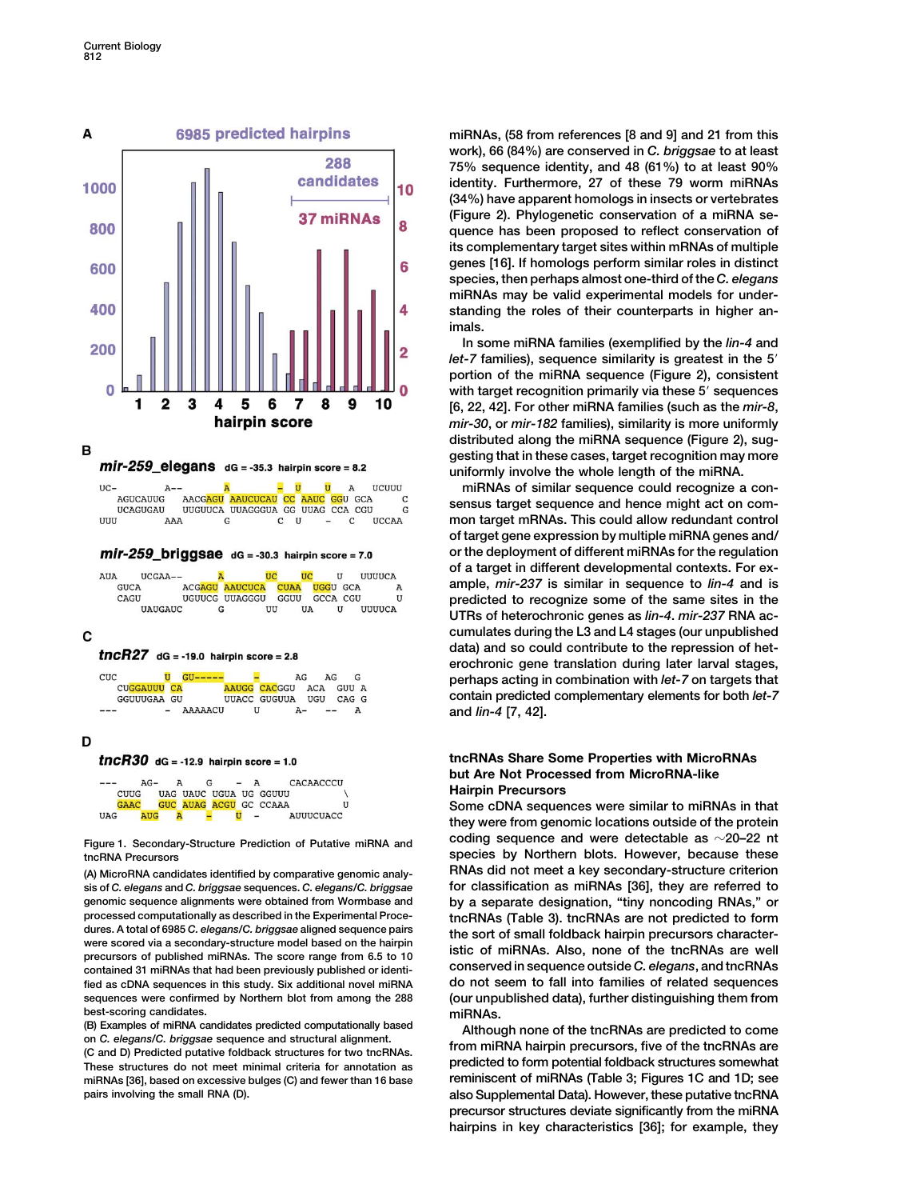**Figure 1. Secondary-Structure Prediction of Putative miRNA and tncRNA Precursors**

(A) MicroRNA candidates identified by comparative genomic analysis of *C. elegans* and *C. briggsae* sequences. *C. elegans/C. briggsae* genomic sequence alignments were obtained from Wormbase and processed computationally as described in the Experimental Procedures. A total of 6985 *C. elegans/C. briggsae* aligned sequence pairs were scored via a secondary-structure model based on the hairpin precursors of published miRNAs. The score range from 6.5 to 10 contained 31 miRNAs that had been previously published or identified as cDNA sequences in this study. Six additional novel miRNA sequences were confirmed by Northern blot from among the 288 best-scoring candidates.

(B) Examples of miRNA candidates predicted computationally based on *C. elegans/C. briggsae* sequence and structural alignment.

(C and D) Predicted putative foldback structures for two tncRNAs. These structures do not meet minimal criteria for annotation as miRNAs [36], based on excessive bulges (C) and fewer than 16 base pairs involving the small RNA (D).

miRNAs, (58 from references [8 and 9] and 21 from this work), 66 (84%) are conserved in *C. briggsae* to at least 75% sequence identity, and 48 (61%) to at least 90% identity. Furthermore, 27 of these 79 worm miRNAs (34%) have apparent homologs in insects or vertebrates (Figure 2). Phylogenetic conservation of a miRNA sequence has been proposed to reflect conservation of its complementary target sites within mRNAs of multiple genes [16]. If homologs perform similar roles in distinct species, then perhaps almost one-third of the *C. elegans* miRNAs may be valid experimental models for understanding the roles of their counterparts in higher animals.

In some miRNA families (exemplified by the *lin-4* and *let-7* families), sequence similarity is greatest in the 5′ portion of the miRNA sequence (Figure 2), consistent with target recognition primarily via these 5′ sequences [6, 22, 42]. For other miRNA families (such as the *mir-8*, *mir-30*, or *mir-182* families), similarity is more uniformly distributed along the miRNA sequence (Figure 2), suggesting that in these cases, target recognition may more uniformly involve the whole length of the miRNA.

miRNAs of similar sequence could recognize a consensus target sequence and hence might act on common target mRNAs. This could allow redundant control of target gene expression by multiple miRNA genes and/or the deployment of different miRNAs for the regulation of a target in different developmental contexts. For example, *mir-237* is similar in sequence to *lin-4* and is predicted to recognize some of the same sites in the UTRs of heterochronic genes as *lin-4*. *mir-237* RNA accumulates during the L3 and L4 stages (our unpublished data) and so could contribute to the repression of heterochronic gene translation during later larval stages, perhaps acting in combination with *let-7* on targets that contain predicted complementary elements for both *let-7* and *lin-4* [7, 42].

## tncRNAs Share Some Properties with MicroRNAs but Are Not Processed from MicroRNA-like Hairpin Precursors

Some cDNA sequences were similar to miRNAs in that they were from genomic locations outside of the protein coding sequence and were detectable as ~20–22 nt species by Northern blots. However, because these RNAs did not meet a key secondary-structure criterion for classification as miRNAs [36], they are referred to by a separate designation, "tiny noncoding RNAs," or tncRNAs (Table 3). tncRNAs are not predicted to form the sort of small foldback hairpin precursors characteristic of miRNAs. Also, none of the tncRNAs are well conserved in sequence outside *C. elegans*, and tncRNAs do not seem to fall into families of related sequences (our unpublished data), further distinguishing them from miRNAs.

Although none of the tncRNAs are predicted to come from miRNA hairpin precursors, five of the tncRNAs are predicted to form potential foldback structures somewhat reminiscent of miRNAs (Table 3; Figures 1C and 1D; see also Supplemental Data). However, these putative tncRNA precursor structures deviate significantly from the miRNA hairpins in key characteristics [36]; for example, they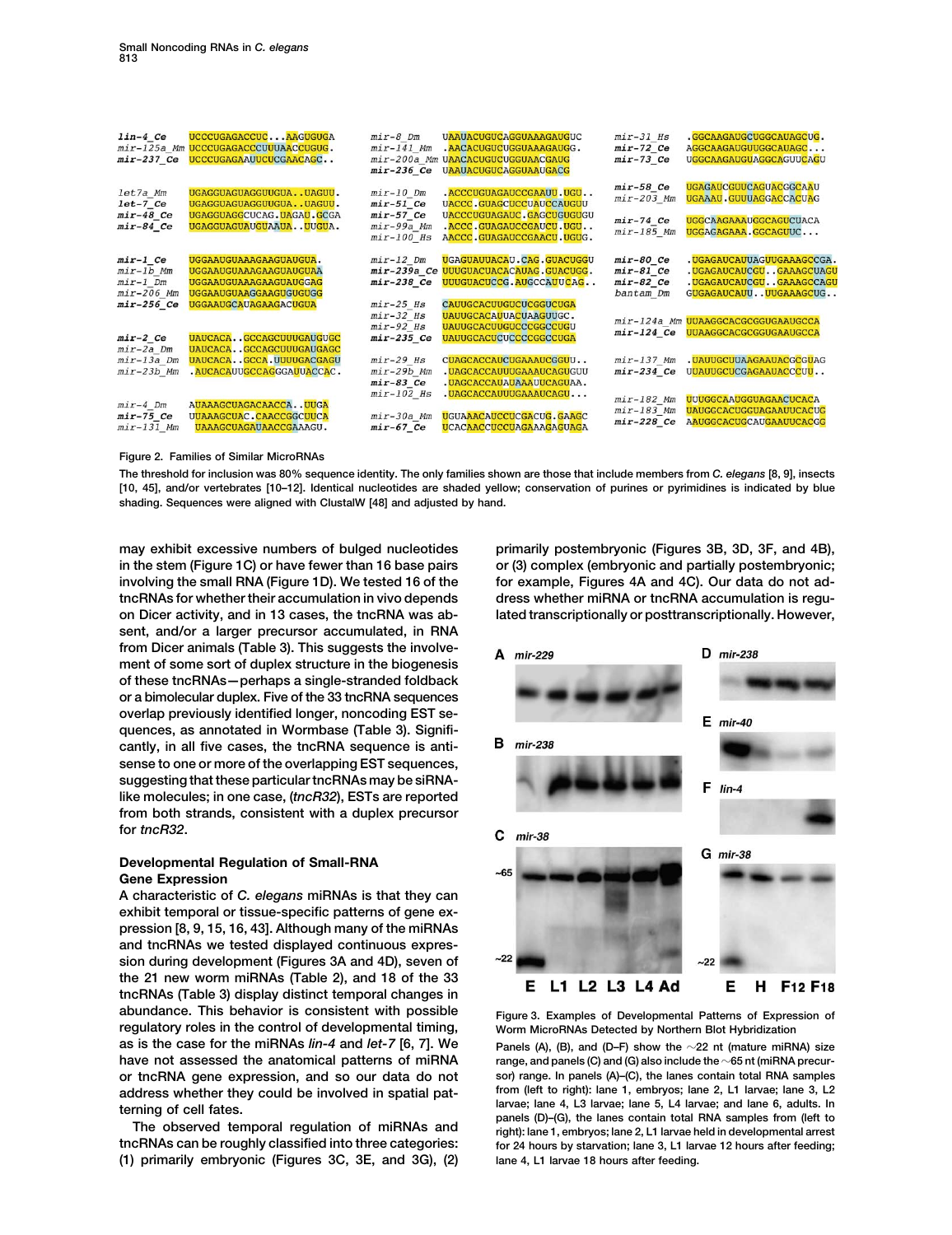| | | | | | |
|---|---|---|---|---|---|
| *lin-4_Ce* | UCCCUGAGACCUC...AAGUGUGA | *mir-8_Dm* | UAAUACUGUCAGGUAAAGAUGUC | *mir-31_Hs* | .GGCAAGAUGCUGGCAUAGCUG. |
| *mir-125a_Mm* | UCCCUGAGACCCUUUAACCUGUG. | *mir-141_Mm* | .AACACUGUCUGGUAAAGAUGG. | *mir-72_Ce* | AGGCAAGAUGUUGGCAUAGC... |
| *mir-237_Ce* | UCCCUGAGAAUUCUCGAACAGC.. | *mir-200a_Mm* | UAACACUGUCUGGUAACGAUG | *mir-73_Ce* | UGGCAAGAUGUAGGCAGUUCAGU |
| | | *mir-236_Ce* | UAAUACUGUCAGGUAAUGACG | | |
| *let7a_Mm* | UGAGGUAGUAGGUUGUA..UAGUU. | *mir-10_Dm* | .ACCCUGUAGAUCCGAAUU.UGU.. | *mir-58_Ce* | UGAGAUCGUUCAGUACGGCAAU |
| *let-7_Ce* | UGAGGUAGUAGGUUGUA..UAGUU. | *mir-51_Ce* | UACCC.GUAGCUCCUAUCCAUGUU | *mir-203_Mm* | UGAAAU.GUUUAGGACCACUAG |
| *mir-48_Ce* | UGAGGUAGGCUCAG.UAGAU.GCGA | *mir-57_Ce* | UACCCUGUAGAUC.GAGCUGUGUGU | *mir-74_Ce* | UGGCAAGAAAUGGCAGUCUACA |
| *mir-84_Ce* | UGAGGUAGUAUGUAAUA..UUGUA. | *mir-99a_Mm* | .ACCC.GUAGAUCCGAUCU.UGU.. | *mir-185_Mm* | UGGAGAGAAA.GGCAGUUC... |
| | | *mir-100_Hs* | AACCC.GUAGAUCCGAACU.UGUG. | | |
| *mir-1_Ce* | UGGAAUGUAAAGAAGUAUGUA. | *mir-12_Dm* | UGAGUAUUACAU.CAG.GUACUGGU | *mir-80_Ce* | .UGAGAUCAUUAGUUGAAAGCCGA. |
| *mir-1b_Mm* | UGGAAUGUAAAGAAGUAUGUAA | *mir-239a_Ce* | UUUGUACUACACAUAG.GUACUGG. | *mir-81_Ce* | .UGAGAUCAUCGU..GAAAGCUAGU |
| *mir-1_Dm* | UGGAAUGUAAAGAAGUAUGGAG | *mir-238_Ce* | UUUGUACUCCG.AUGCCAUUCAG.. | *mir-82_Ce* | .UGAGAUCAUCGU..GAAAGCCAGU |
| *mir-206_Mm* | UGGAAUGUAAGGAAGUGUGUGG | | | *bantam_Dm* | GUGAGAUCAUU..UUGAAAGCUG.. |
| *mir-256_Ce* | UGGAAUGCAUAGAAGACUGUA | *mir-25_Hs* | CAUUGCACUUGUCUCGGUCUGA | | |
| | | *mir-32_Hs* | UAUUGCACAUUACUAAGUUGC. | *mir-124a_Mm* | UUAAGGCACGCGGUGAAUGCCA |
| | | *mir-92_Hs* | UAUUGCACUUGUCCCGGCCUGU | *mir-124_Ce* | UUAAGGCACGCGGUGAAUGCCA |
| *mir-2_Ce* | UAUCACA..GCCAGCUUUGAUGUGC | *mir-235_Ce* | UAUUGCACUCUCCCCGGCCUGA | | |
| *mir-2a_Dm* | UAUCACA..GCCAGCUUUGAUGAGC | | | | |
| *mir-13a_Dm* | UAUCACA..GCCA.UUUUGACGAGU | *mir-29_Hs* | CUAGCACCAUCUGAAAUCGGUU.. | *mir-137_Mm* | .UAUUGCUUAAGAAUACGCGUAG |
| *mir-23b_Mm* | .AUCACAUUGCCAGGGAUUACCAC. | *mir-29b_Mm* | .UAGCACCAUUUGAAAUCAGUGUU | *mir-234_Ce* | UUAUUGCUCGAGAAUACCCUU.. |
| | | *mir-83_Ce* | .UAGCACCAUAUAAAUUCAGUAA. | | |
| | | *mir-102_Hs* | .UAGCACCAUUUGAAAUCAGU... | *mir-182_Mm* | UUUGGCAAUGGUAGAACUCACA |
| *mir-4_Dm* | AUAAAGCUAGACAACCA..UUGA | | | *mir-183_Mm* | UAUGGCACUGGUAGAAUUCACUC |
| *mir-75_Ce* | UUAAAGCUAC.CAACCGGCUUCA | *mir-30a_Mm* | UGUAAACAUCCUCGACUG.GAAGC | *mir-228_Ce* | AAUGGCACUGCAUGAAUUCACGG |
| *mir-131_Mm* | UAAAGCUAGAUAACCGAAAGU. | *mir-67_Ce* | UCACAACCUCCUAGAAAGAGUAGA | | |

Figure 2. Families of Similar MicroRNAs

The threshold for inclusion was 80% sequence identity. The only families shown are those that include members from *C. elegans* [8, 9], insects [10, 45], and/or vertebrates [10–12]. Identical nucleotides are shaded yellow; conservation of purines or pyrimidines is indicated by blue shading. Sequences were aligned with ClustalW [48] and adjusted by hand.

may exhibit excessive numbers of bulged nucleotides in the stem (Figure 1C) or have fewer than 16 base pairs involving the small RNA (Figure 1D). We tested 16 of the tncRNAs for whether their accumulation in vivo depends on Dicer activity, and in 13 cases, the tncRNA was absent, and/or a larger precursor accumulated, in RNA from Dicer animals (Table 3). This suggests the involvement of some sort of duplex structure in the biogenesis of these tncRNAs—perhaps a single-stranded foldback or a bimolecular duplex. Five of the 33 tncRNA sequences overlap previously identified longer, noncoding EST sequences, as annotated in Wormbase (Table 3). Significantly, in all five cases, the tncRNA sequence is antisense to one or more of the overlapping EST sequences, suggesting that these particular tncRNAs may be siRNA-like molecules; in one case, (*tncR32*), ESTs are reported from both strands, consistent with a duplex precursor for *tncR32*.

## Developmental Regulation of Small-RNA Gene Expression

A characteristic of *C. elegans* miRNAs is that they can exhibit temporal or tissue-specific patterns of gene expression [8, 9, 15, 16, 43]. Although many of the miRNAs and tncRNAs we tested displayed continuous expression during development (Figures 3A and 4D), seven of the 21 new worm miRNAs (Table 2), and 18 of the 33 tncRNAs (Table 3) display distinct temporal changes in abundance. This behavior is consistent with possible regulatory roles in the control of developmental timing, as is the case for the miRNAs *lin-4* and *let-7* [6, 7]. We have not assessed the anatomical patterns of miRNA or tncRNA gene expression, and so our data do not address whether they could be involved in spatial patterning of cell fates.

The observed temporal regulation of miRNAs and tncRNAs can be roughly classified into three categories: (1) primarily embryonic (Figures 3C, 3E, and 3G), (2) primarily postembryonic (Figures 3B, 3D, 3F, and 4B), or (3) complex (embryonic and partially postembryonic; for example, Figures 4A and 4C). Our data do not address whether miRNA or tncRNA accumulation is regulated transcriptionally or posttranscriptionally. However,

Figure 3. Examples of Developmental Patterns of Expression of Worm MicroRNAs Detected by Northern Blot Hybridization

Panels (A), (B), and (D–F) show the ~22 nt (mature miRNA) size range, and panels (C) and (G) also include the ~65 nt (miRNA precursor) range. In panels (A)–(C), the lanes contain total RNA samples from (left to right): lane 1, embryos; lane 2, L1 larvae; lane 3, L2 larvae; lane 4, L3 larvae; lane 5, L4 larvae; and lane 6, adults. In panels (D)–(G), the lanes contain total RNA samples from (left to right): lane 1, embryos; lane 2, L1 larvae held in developmental arrest for 24 hours by starvation; lane 3, L1 larvae 12 hours after feeding; lane 4, L1 larvae 18 hours after feeding.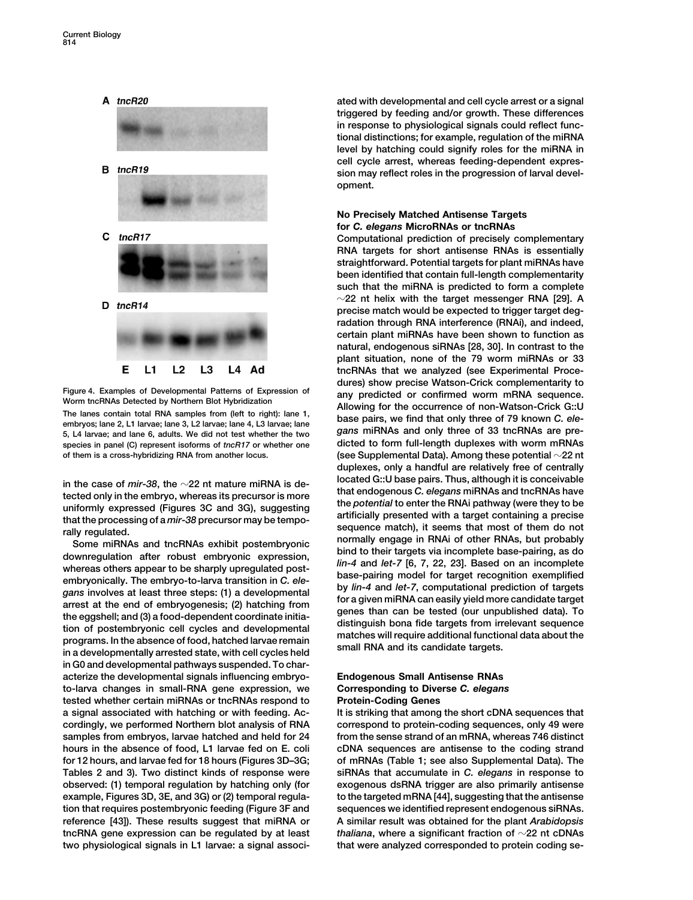Figure 4. Examples of Developmental Patterns of Expression of Worm tncRNAs Detected by Northern Blot Hybridization

The lanes contain total RNA samples from (left to right): lane 1, embryos; lane 2, L1 larvae; lane 3, L2 larvae; lane 4, L3 larvae; lane 5, L4 larvae; and lane 6, adults. We did not test whether the two species in panel (C) represent isoforms of *tncR17* or whether one of them is a cross-hybridizing RNA from another locus.

in the case of *mir-38*, the ~22 nt mature miRNA is detected only in the embryo, whereas its precursor is more uniformly expressed (Figures 3C and 3G), suggesting that the processing of a *mir-38* precursor may be temporally regulated.

Some miRNAs and tncRNAs exhibit postembryonic downregulation after robust embryonic expression, whereas others appear to be sharply upregulated postembryonically. The embryo-to-larva transition in *C. elegans* involves at least three steps: (1) a developmental arrest at the end of embryogenesis; (2) hatching from the eggshell; and (3) a food-dependent coordinate initiation of postembryonic cell cycles and developmental programs. In the absence of food, hatched larvae remain in a developmentally arrested state, with cell cycles held in G0 and developmental pathways suspended. To characterize the developmental signals influencing embryo-to-larva changes in small-RNA gene expression, we tested whether certain miRNAs or tncRNAs respond to a signal associated with hatching or with feeding. Accordingly, we performed Northern blot analysis of RNA samples from embryos, larvae hatched and held for 24 hours in the absence of food, L1 larvae fed on E. coli for 12 hours, and larvae fed for 18 hours (Figures 3D–3G; Tables 2 and 3). Two distinct kinds of response were observed: (1) temporal regulation by hatching only (for example, Figures 3D, 3E, and 3G) or (2) temporal regulation that requires postembryonic feeding (Figure 3F and reference [43]). These results suggest that miRNA or tncRNA gene expression can be regulated by at least two physiological signals in L1 larvae: a signal associated with developmental and cell cycle arrest or a signal triggered by feeding and/or growth. These differences in response to physiological signals could reflect functional distinctions; for example, regulation of the miRNA level by hatching could signify roles for the miRNA in cell cycle arrest, whereas feeding-dependent expression may reflect roles in the progression of larval development.

## No Precisely Matched Antisense Targets for *C. elegans* MicroRNAs or tncRNAs

Computational prediction of precisely complementary RNA targets for short antisense RNAs is essentially straightforward. Potential targets for plant miRNAs have been identified that contain full-length complementarity such that the miRNA is predicted to form a complete ~22 nt helix with the target messenger RNA [29]. A precise match would be expected to trigger target degradation through RNA interference (RNAi), and indeed, certain plant miRNAs have been shown to function as natural, endogenous siRNAs [28, 30]. In contrast to the plant situation, none of the 79 worm miRNAs or 33 tncRNAs that we analyzed (see Experimental Procedures) show precise Watson-Crick complementarity to any predicted or confirmed worm mRNA sequence. Allowing for the occurrence of non-Watson-Crick G::U base pairs, we find that only three of 79 known *C. elegans* miRNAs and only three of 33 tncRNAs are predicted to form full-length duplexes with worm mRNAs (see Supplemental Data). Among these potential ~22 nt duplexes, only a handful are relatively free of centrally located G::U base pairs. Thus, although it is conceivable that endogenous *C. elegans* miRNAs and tncRNAs have the *potential* to enter the RNAi pathway (were they to be artificially presented with a target containing a precise sequence match), it seems that most of them do not normally engage in RNAi of other RNAs, but probably bind to their targets via incomplete base-pairing, as do *lin-4* and *let-7* [6, 7, 22, 23]. Based on an incomplete base-pairing model for target recognition exemplified by *lin-4* and *let-7*, computational prediction of targets for a given miRNA can easily yield more candidate target genes than can be tested (our unpublished data). To distinguish bona fide targets from irrelevant sequence matches will require additional functional data about the small RNA and its candidate targets.

## Endogenous Small Antisense RNAs Corresponding to Diverse *C. elegans* Protein-Coding Genes

It is striking that among the short cDNA sequences that correspond to protein-coding sequences, only 49 were from the sense strand of an mRNA, whereas 746 distinct cDNA sequences are antisense to the coding strand of mRNAs (Table 1; see also Supplemental Data). The siRNAs that accumulate in *C. elegans* in response to exogenous dsRNA trigger are also primarily antisense to the targeted mRNA [44], suggesting that the antisense sequences we identified represent endogenous siRNAs. A similar result was obtained for the plant *Arabidopsis thaliana*, where a significant fraction of ~22 nt cDNAs that were analyzed corresponded to protein coding se-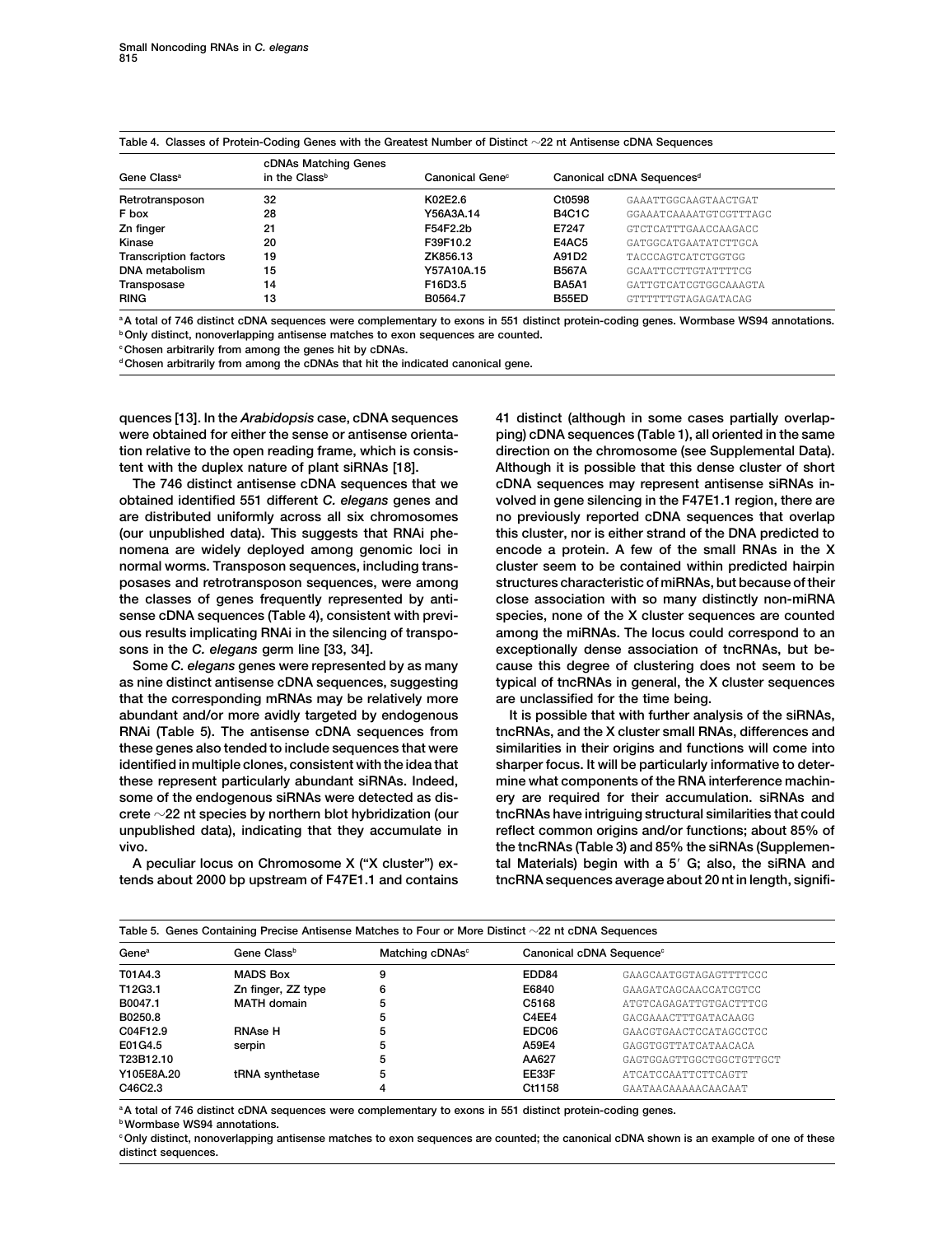Table 4. Classes of Protein-Coding Genes with the Greatest Number of Distinct ∼22 nt Antisense cDNA Sequences

| Gene Class[a] | cDNAs Matching Genes in the Class[b] | Canonical Gene[c] | Canonical cDNA Sequences[d] | |
|---|---|---|---|---|
| Retrotransposon | 32 | K02E2.6 | Ct0598 | GAAATTGGCAAGTAACTGAT |
| F box | 28 | Y56A3A.14 | B4C1C | GGAAATCAAAATGTCGTTTAGC |
| Zn finger | 21 | F54F2.2b | E7247 | GTCTCATTTGAACCAAGACC |
| Kinase | 20 | F39F10.2 | E4AC5 | GATGGCATGAATATCTTGCA |
| Transcription factors | 19 | ZK856.13 | A91D2 | TACCCAGTCATCTGGTGG |
| DNA metabolism | 15 | Y57A10A.15 | B567A | GCAATTCCTTGTATTTTCG |
| Transposase | 14 | F16D3.5 | BA5A1 | GATTGTCATCGTGGCAAAGTA |
| RING | 13 | B0564.7 | B55ED | GTTTTTTGTAGAGATACAG |

[a] A total of 746 distinct cDNA sequences were complementary to exons in 551 distinct protein-coding genes. Wormbase WS94 annotations.
[b] Only distinct, nonoverlapping antisense matches to exon sequences are counted.
[c] Chosen arbitrarily from among the genes hit by cDNAs.
[d] Chosen arbitrarily from among the cDNAs that hit the indicated canonical gene.

quences [13]. In the *Arabidopsis* case, cDNA sequences were obtained for either the sense or antisense orientation relative to the open reading frame, which is consistent with the duplex nature of plant siRNAs [18].

The 746 distinct antisense cDNA sequences that we obtained identified 551 different *C. elegans* genes and are distributed uniformly across all six chromosomes (our unpublished data). This suggests that RNAi phenomena are widely deployed among genomic loci in normal worms. Transposon sequences, including transposases and retrotransposon sequences, were among the classes of genes frequently represented by antisense cDNA sequences (Table 4), consistent with previous results implicating RNAi in the silencing of transposons in the *C. elegans* germ line [33, 34].

Some *C. elegans* genes were represented by as many as nine distinct antisense cDNA sequences, suggesting that the corresponding mRNAs may be relatively more abundant and/or more avidly targeted by endogenous RNAi (Table 5). The antisense cDNA sequences from these genes also tended to include sequences that were identified in multiple clones, consistent with the idea that these represent particularly abundant siRNAs. Indeed, some of the endogenous siRNAs were detected as discrete ∼22 nt species by northern blot hybridization (our unpublished data), indicating that they accumulate in vivo.

A peculiar locus on Chromosome X ("X cluster") extends about 2000 bp upstream of F47E1.1 and contains 41 distinct (although in some cases partially overlapping) cDNA sequences (Table 1), all oriented in the same direction on the chromosome (see Supplemental Data). Although it is possible that this dense cluster of short cDNA sequences may represent antisense siRNAs involved in gene silencing in the F47E1.1 region, there are no previously reported cDNA sequences that overlap this cluster, nor is either strand of the DNA predicted to encode a protein. A few of the small RNAs in the X cluster seem to be contained within predicted hairpin structures characteristic of miRNAs, but because of their close association with so many distinctly non-miRNA species, none of the X cluster sequences are counted among the miRNAs. The locus could correspond to an exceptionally dense association of tncRNAs, but because this degree of clustering does not seem to be typical of tncRNAs in general, the X cluster sequences are unclassified for the time being.

It is possible that with further analysis of the siRNAs, tncRNAs, and the X cluster small RNAs, differences and similarities in their origins and functions will come into sharper focus. It will be particularly informative to determine what components of the RNA interference machinery are required for their accumulation. siRNAs and tncRNAs have intriguing structural similarities that could reflect common origins and/or functions; about 85% of the tncRNAs (Table 3) and 85% the siRNAs (Supplemental Materials) begin with a 5′ G; also, the siRNA and tncRNA sequences average about 20 nt in length, signifi-

Table 5. Genes Containing Precise Antisense Matches to Four or More Distinct ∼22 nt cDNA Sequences

| Gene[a] | Gene Class[b] | Matching cDNAs[c] | Canonical cDNA Sequence[c] | |
|---|---|---|---|---|
| T01A4.3 | MADS Box | 9 | EDD84 | GAAGCAATGGTAGAGTTTTCCC |
| T12G3.1 | Zn finger, ZZ type | 6 | E6840 | GAAGATCAGCAACCATCGTCC |
| B0047.1 | MATH domain | 5 | C5168 | ATGTCAGAGATTGTGACTTTCG |
| B0250.8 | | 5 | C4EE4 | GACGAAACTTTGATACAAGG |
| C04F12.9 | RNAse H | 5 | EDC06 | GAACGTGAACTCCATAGCCTCC |
| E01G4.5 | serpin | 5 | A59E4 | GAGGTGGTTATCATAACACA |
| T23B12.10 | | 5 | AA627 | GAGTGGAGTTGGCTGGCTGTTGCT |
| Y105E8A.20 | tRNA synthetase | 5 | EE33F | ATCATCCAATTCTTCAGTT |
| C46C2.3 | | 4 | Ct1158 | GAATAACAAAAACAACAAT |

[a] A total of 746 distinct cDNA sequences were complementary to exons in 551 distinct protein-coding genes.
[b] Wormbase WS94 annotations.
[c] Only distinct, nonoverlapping antisense matches to exon sequences are counted; the canonical cDNA shown is an example of one of these distinct sequences.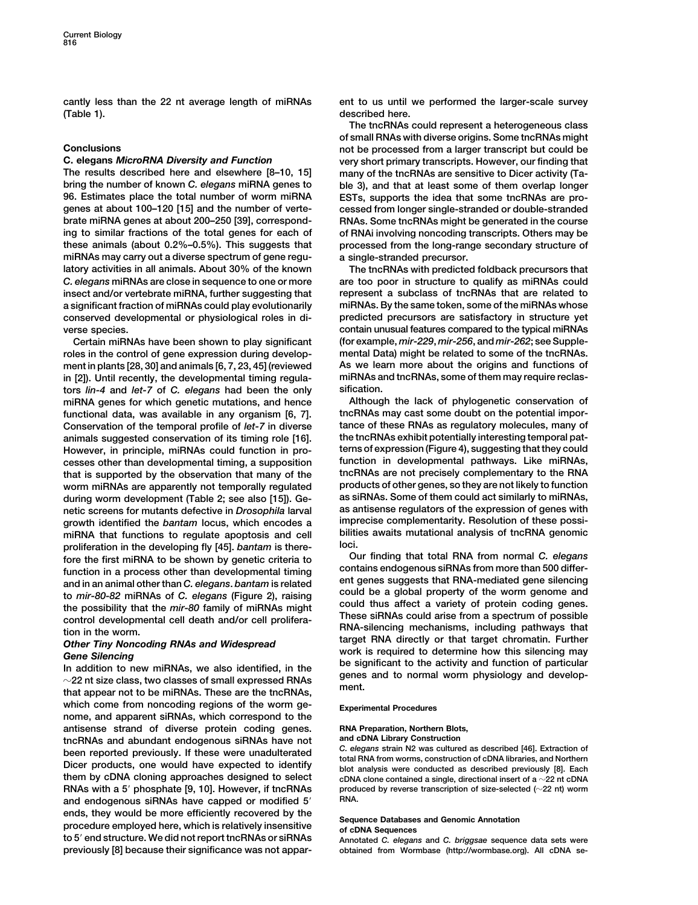cantly less than the 22 nt average length of miRNAs (Table 1).

## Conclusions

### C. elegans *MicroRNA Diversity and Function*

The results described here and elsewhere [8–10, 15] bring the number of known *C. elegans* miRNA genes to 96. Estimates place the total number of worm miRNA genes at about 100–120 [15] and the number of vertebrate miRNA genes at about 200–250 [39], corresponding to similar fractions of the total genes for each of these animals (about 0.2%–0.5%). This suggests that miRNAs may carry out a diverse spectrum of gene regulatory activities in all animals. About 30% of the known *C. elegans* miRNAs are close in sequence to one or more insect and/or vertebrate miRNA, further suggesting that a significant fraction of miRNAs could play evolutionarily conserved developmental or physiological roles in diverse species.

Certain miRNAs have been shown to play significant roles in the control of gene expression during development in plants [28, 30] and animals [6, 7, 23, 45] (reviewed in [2]). Until recently, the developmental timing regulators *lin-4* and *let-7* of *C. elegans* had been the only miRNA genes for which genetic mutations, and hence functional data, was available in any organism [6, 7]. Conservation of the temporal profile of *let-7* in diverse animals suggested conservation of its timing role [16]. However, in principle, miRNAs could function in processes other than developmental timing, a supposition that is supported by the observation that many of the worm miRNAs are apparently not temporally regulated during worm development (Table 2; see also [15]). Genetic screens for mutants defective in *Drosophila* larval growth identified the *bantam* locus, which encodes a miRNA that functions to regulate apoptosis and cell proliferation in the developing fly [45]. *bantam* is therefore the first miRNA to be shown by genetic criteria to function in a process other than developmental timing and in an animal other than *C. elegans*. *bantam* is related to *mir-80-82* miRNAs of *C. elegans* (Figure 2), raising the possibility that the *mir-80* family of miRNAs might control developmental cell death and/or cell proliferation in the worm.

### *Other Tiny Noncoding RNAs and Widespread Gene Silencing*

In addition to new miRNAs, we also identified, in the ∼22 nt size class, two classes of small expressed RNAs that appear not to be miRNAs. These are the tncRNAs, which come from noncoding regions of the worm genome, and apparent siRNAs, which correspond to the antisense strand of diverse protein coding genes. tncRNAs and abundant endogenous siRNAs have not been reported previously. If these were unadulterated Dicer products, one would have expected to identify them by cDNA cloning approaches designed to select RNAs with a 5′ phosphate [9, 10]. However, if tncRNAs and endogenous siRNAs have capped or modified 5′ ends, they would be more efficiently recovered by the procedure employed here, which is relatively insensitive to 5′ end structure. We did not report tncRNAs or siRNAs previously [8] because their significance was not apparent to us until we performed the larger-scale survey described here.

The tncRNAs could represent a heterogeneous class of small RNAs with diverse origins. Some tncRNAs might not be processed from a larger transcript but could be very short primary transcripts. However, our finding that many of the tncRNAs are sensitive to Dicer activity (Table 3), and that at least some of them overlap longer ESTs, supports the idea that some tncRNAs are processed from longer single-stranded or double-stranded RNAs. Some tncRNAs might be generated in the course of RNAi involving noncoding transcripts. Others may be processed from the long-range secondary structure of a single-stranded precursor.

The tncRNAs with predicted foldback precursors that are too poor in structure to qualify as miRNAs could represent a subclass of tncRNAs that are related to miRNAs. By the same token, some of the miRNAs whose predicted precursors are satisfactory in structure yet contain unusual features compared to the typical miRNAs (for example, *mir-229*, *mir-256*, and *mir-262*; see Supplemental Data) might be related to some of the tncRNAs. As we learn more about the origins and functions of miRNAs and tncRNAs, some of them may require reclassification.

Although the lack of phylogenetic conservation of tncRNAs may cast some doubt on the potential importance of these RNAs as regulatory molecules, many of the tncRNAs exhibit potentially interesting temporal patterns of expression (Figure 4), suggesting that they could function in developmental pathways. Like miRNAs, tncRNAs are not precisely complementary to the RNA products of other genes, so they are not likely to function as siRNAs. Some of them could act similarly to miRNAs, as antisense regulators of the expression of genes with imprecise complementarity. Resolution of these possibilities awaits mutational analysis of tncRNA genomic loci.

Our finding that total RNA from normal *C. elegans* contains endogenous siRNAs from more than 500 different genes suggests that RNA-mediated gene silencing could be a global property of the worm genome and could thus affect a variety of protein coding genes. These siRNAs could arise from a spectrum of possible RNA-silencing mechanisms, including pathways that target RNA directly or that target chromatin. Further work is required to determine how this silencing may be significant to the activity and function of particular genes and to normal worm physiology and development.

## Experimental Procedures

### RNA Preparation, Northern Blots, and cDNA Library Construction

*C. elegans* strain N2 was cultured as described [46]. Extraction of total RNA from worms, construction of cDNA libraries, and Northern blot analysis were conducted as described previously [8]. Each cDNA clone contained a single, directional insert of a ∼22 nt cDNA produced by reverse transcription of size-selected (∼22 nt) worm RNA.

### Sequence Databases and Genomic Annotation of cDNA Sequences

Annotated *C. elegans* and *C. briggsae* sequence data sets were obtained from Wormbase (http://wormbase.org). All cDNA se-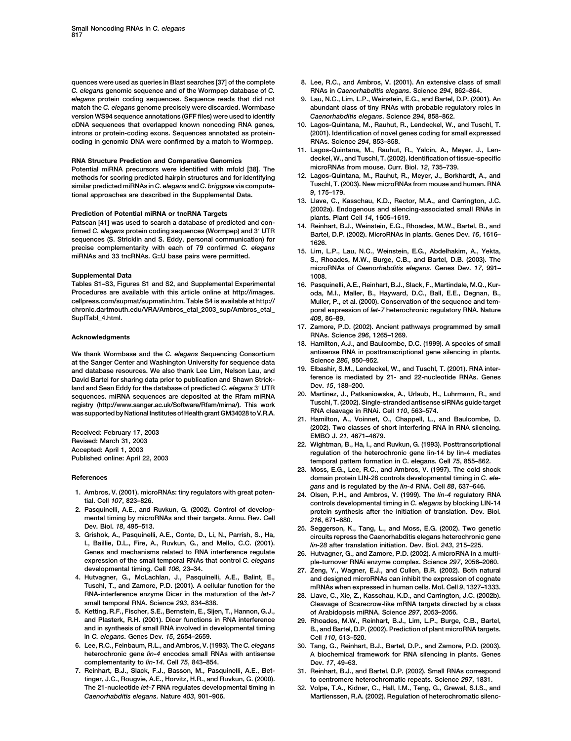quences were used as queries in Blast searches [37] of the complete *C. elegans* genomic sequence and of the Wormpep database of *C. elegans* protein coding sequences. Sequence reads that did not match the *C. elegans* genome precisely were discarded. Wormbase version WS94 sequence annotations (GFF files) were used to identify cDNA sequences that overlapped known noncoding RNA genes, introns or protein-coding exons. Sequences annotated as protein-coding in genomic DNA were confirmed by a match to Wormpep.

### RNA Structure Prediction and Comparative Genomics

Potential miRNA precursors were identified with mfold [38]. The methods for scoring predicted hairpin structures and for identifying similar predicted miRNAs in *C. elegans* and *C. briggsae* via computational approaches are described in the Supplemental Data.

### Prediction of Potential miRNA or tncRNA Targets

Patscan [41] was used to search a database of predicted and confirmed *C. elegans* protein coding sequences (Wormpep) and 3′ UTR sequences (S. Stricklin and S. Eddy, personal communication) for precise complementarity with each of 79 confirmed *C. elegans* miRNAs and 33 tncRNAs. G::U base pairs were permitted.

### Supplemental Data

Tables S1–S3, Figures S1 and S2, and Supplemental Experimental Procedures are available with this article online at http://images.cellpress.com/supmat/supmatin.htm. Table S4 is available at http://chronic.dartmouth.edu/VRA/Ambros_etal_2003_sup/Ambros_etal_SuplTabl_4.html.

### Acknowledgments

We thank Wormbase and the *C. elegans* Sequencing Consortium at the Sanger Center and Washington University for sequence data and database resources. We also thank Lee Lim, Nelson Lau, and David Bartel for sharing data prior to publication and Shawn Strickland and Sean Eddy for the database of predicted *C. elegans* 3′ UTR sequences. miRNA sequences are deposited at the Rfam miRNA registry (http://www.sanger.ac.uk/Software/Rfam/mirna/). This work was supported by National Institutes of Health grant GM34028 to V.R.A.

Received: February 17, 2003
Revised: March 31, 2003
Accepted: April 1, 2003
Published online: April 22, 2003

### References

1. Ambros, V. (2001). microRNAs: tiny regulators with great potential. Cell *107*, 823–826.
2. Pasquinelli, A.E., and Ruvkun, G. (2002). Control of developmental timing by microRNAs and their targets. Annu. Rev. Cell Dev. Biol. *18*, 495–513.
3. Grishok, A., Pasquinelli, A.E., Conte, D., Li, N., Parrish, S., Ha, I., Baillie, D.L., Fire, A., Ruvkun, G., and Mello, C.C. (2001). Genes and mechanisms related to RNA interference regulate expression of the small temporal RNAs that control *C. elegans* developmental timing. Cell *106*, 23–34.
4. Hutvagner, G., McLachlan, J., Pasquinelli, A.E., Balint, E., Tuschl, T., and Zamore, P.D. (2001). A cellular function for the RNA-interference enzyme Dicer in the maturation of the *let-7* small temporal RNA. Science *293*, 834–838.
5. Ketting, R.F., Fischer, S.E., Bernstein, E., Sijen, T., Hannon, G.J., and Plasterk, R.H. (2001). Dicer functions in RNA interference and in synthesis of small RNA involved in developmental timing in *C. elegans*. Genes Dev. *15*, 2654–2659.
6. Lee, R.C., Feinbaum, R.L., and Ambros, V. (1993). The *C. elegans* heterochronic gene *lin-4* encodes small RNAs with antisense complementarity to *lin-14*. Cell *75*, 843–854.
7. Reinhart, B.J., Slack, F.J., Basson, M., Pasquinelli, A.E., Bettinger, J.C., Rougvie, A.E., Horvitz, H.R., and Ruvkun, G. (2000). The 21-nucleotide *let-7* RNA regulates developmental timing in *Caenorhabditis elegans*. Nature *403*, 901–906.
8. Lee, R.C., and Ambros, V. (2001). An extensive class of small RNAs in *Caenorhabditis elegans*. Science *294*, 862–864.
9. Lau, N.C., Lim, L.P., Weinstein, E.G., and Bartel, D.P. (2001). An abundant class of tiny RNAs with probable regulatory roles in *Caenorhabditis elegans*. Science *294*, 858–862.
10. Lagos-Quintana, M., Rauhut, R., Lendeckel, W., and Tuschl, T. (2001). Identification of novel genes coding for small expressed RNAs. Science *294*, 853–858.
11. Lagos-Quintana, M., Rauhut, R., Yalcin, A., Meyer, J., Lendeckel, W., and Tuschl, T. (2002). Identification of tissue-specific microRNAs from mouse. Curr. Biol. *12*, 735–739.
12. Lagos-Quintana, M., Rauhut, R., Meyer, J., Borkhardt, A., and Tuschl, T. (2003). New microRNAs from mouse and human. RNA *9*, 175–179.
13. Llave, C., Kasschau, K.D., Rector, M.A., and Carrington, J.C. (2002a). Endogenous and silencing-associated small RNAs in plants. Plant Cell *14*, 1605–1619.
14. Reinhart, B.J., Weinstein, E.G., Rhoades, M.W., Bartel, B., and Bartel, D.P. (2002). MicroRNAs in plants. Genes Dev. *16*, 1616–1626.
15. Lim, L.P., Lau, N.C., Weinstein, E.G., Abdelhakim, A., Yekta, S., Rhoades, M.W., Burge, C.B., and Bartel, D.B. (2003). The microRNAs of *Caenorhabditis elegans*. Genes Dev. *17*, 991–1008.
16. Pasquinelli, A.E., Reinhart, B.J., Slack, F., Martindale, M.Q., Kuroda, M.I., Maller, B., Hayward, D.C., Ball, E.E., Degnan, B., Muller, P., et al. (2000). Conservation of the sequence and temporal expression of *let-7* heterochronic regulatory RNA. Nature *408*, 86–89.
17. Zamore, P.D. (2002). Ancient pathways programmed by small RNAs. Science *296*, 1265–1269.
18. Hamilton, A.J., and Baulcombe, D.C. (1999). A species of small antisense RNA in posttranscriptional gene silencing in plants. Science *286*, 950–952.
19. Elbashir, S.M., Lendeckel, W., and Tuschl, T. (2001). RNA interference is mediated by 21- and 22-nucleotide RNAs. Genes Dev. *15*, 188–200.
20. Martinez, J., Patkaniowska, A., Urlaub, H., Luhrmann, R., and Tuschl, T. (2002). Single-stranded antisense siRNAs guide target RNA cleavage in RNAi. Cell *110*, 563–574.
21. Hamilton, A., Voinnet, O., Chappell, L., and Baulcombe, D. (2002). Two classes of short interfering RNA in RNA silencing. EMBO J. *21*, 4671–4679.
22. Wightman, B., Ha, I., and Ruvkun, G. (1993). Posttranscriptional regulation of the heterochronic gene lin-14 by lin-4 mediates temporal pattern formation in C. elegans. Cell *75*, 855–862.
23. Moss, E.G., Lee, R.C., and Ambros, V. (1997). The cold shock domain protein LIN-28 controls developmental timing in *C. elegans* and is regulated by the *lin-4* RNA. Cell *88*, 637–646.
24. Olsen, P.H., and Ambros, V. (1999). The *lin-4* regulatory RNA controls developmental timing in *C. elegans* by blocking LIN-14 protein synthesis after the initiation of translation. Dev. Biol. *216*, 671–680.
25. Seggerson, K., Tang, L., and Moss, E.G. (2002). Two genetic circuits repress the Caenorhabditis elegans heterochronic gene *lin-28* after translation initiation. Dev. Biol. *243*, 215–225.
26. Hutvagner, G., and Zamore, P.D. (2002). A microRNA in a multiple-turnover RNAi enzyme complex. Science *297*, 2056–2060.
27. Zeng, Y., Wagner, E.J., and Cullen, B.R. (2002). Both natural and designed microRNAs can inhibit the expression of cognate mRNAs when expressed in human cells. Mol. Cell *9*, 1327–1333.
28. Llave, C., Xie, Z., Kasschau, K.D., and Carrington, J.C. (2002b). Cleavage of Scarecrow-like mRNA targets directed by a class of Arabidopsis miRNA. Science *297*, 2053–2056.
29. Rhoades, M.W., Reinhart, B.J., Lim, L.P., Burge, C.B., Bartel, B., and Bartel, D.P. (2002). Prediction of plant microRNA targets. Cell *110*, 513–520.
30. Tang, G., Reinhart, B.J., Bartel, D.P., and Zamore, P.D. (2003). A biochemical framework for RNA silencing in plants. Genes Dev. *17*, 49–63.
31. Reinhart, B.J., and Bartel, D.P. (2002). Small RNAs correspond to centromere heterochromatic repeats. Science *297*, 1831.
32. Volpe, T.A., Kidner, C., Hall, I.M., Teng, G., Grewal, S.I.S., and Martienssen, R.A. (2002). Regulation of heterochromatic silenc-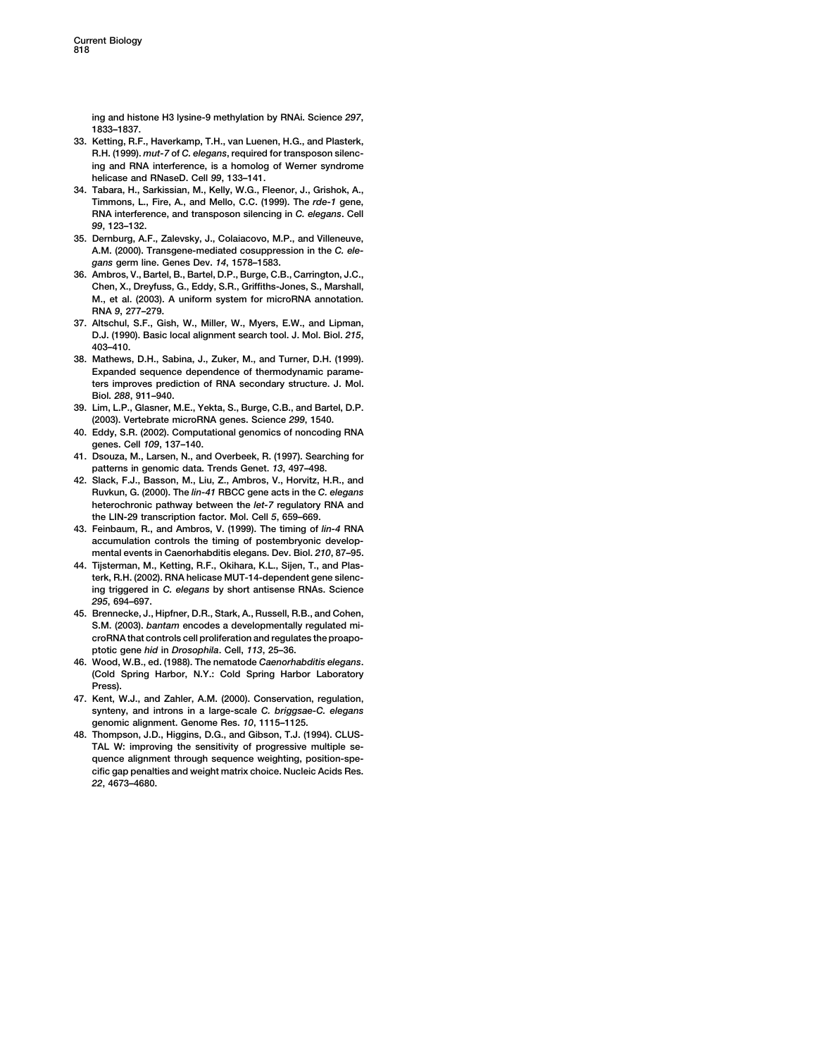ing and histone H3 lysine-9 methylation by RNAi. Science *297*, 1833–1837.

33. Ketting, R.F., Haverkamp, T.H., van Luenen, H.G., and Plasterk, R.H. (1999). *mut-7* of *C. elegans*, required for transposon silencing and RNA interference, is a homolog of Werner syndrome helicase and RNaseD. Cell *99*, 133–141.
34. Tabara, H., Sarkissian, M., Kelly, W.G., Fleenor, J., Grishok, A., Timmons, L., Fire, A., and Mello, C.C. (1999). The *rde-1* gene, RNA interference, and transposon silencing in *C. elegans*. Cell *99*, 123–132.
35. Dernburg, A.F., Zalevsky, J., Colaiacovo, M.P., and Villeneuve, A.M. (2000). Transgene-mediated cosuppression in the *C. elegans* germ line. Genes Dev. *14*, 1578–1583.
36. Ambros, V., Bartel, B., Bartel, D.P., Burge, C.B., Carrington, J.C., Chen, X., Dreyfuss, G., Eddy, S.R., Griffiths-Jones, S., Marshall, M., et al. (2003). A uniform system for microRNA annotation. RNA *9*, 277–279.
37. Altschul, S.F., Gish, W., Miller, W., Myers, E.W., and Lipman, D.J. (1990). Basic local alignment search tool. J. Mol. Biol. *215*, 403–410.
38. Mathews, D.H., Sabina, J., Zuker, M., and Turner, D.H. (1999). Expanded sequence dependence of thermodynamic parameters improves prediction of RNA secondary structure. J. Mol. Biol. *288*, 911–940.
39. Lim, L.P., Glasner, M.E., Yekta, S., Burge, C.B., and Bartel, D.P. (2003). Vertebrate microRNA genes. Science *299*, 1540.
40. Eddy, S.R. (2002). Computational genomics of noncoding RNA genes. Cell *109*, 137–140.
41. Dsouza, M., Larsen, N., and Overbeek, R. (1997). Searching for patterns in genomic data. Trends Genet. *13*, 497–498.
42. Slack, F.J., Basson, M., Liu, Z., Ambros, V., Horvitz, H.R., and Ruvkun, G. (2000). The *lin-41* RBCC gene acts in the *C. elegans* heterochronic pathway between the *let-7* regulatory RNA and the LIN-29 transcription factor. Mol. Cell *5*, 659–669.
43. Feinbaum, R., and Ambros, V. (1999). The timing of *lin-4* RNA accumulation controls the timing of postembryonic developmental events in Caenorhabditis elegans. Dev. Biol. *210*, 87–95.
44. Tijsterman, M., Ketting, R.F., Okihara, K.L., Sijen, T., and Plasterk, R.H. (2002). RNA helicase MUT-14-dependent gene silencing triggered in *C. elegans* by short antisense RNAs. Science *295*, 694–697.
45. Brennecke, J., Hipfner, D.R., Stark, A., Russell, R.B., and Cohen, S.M. (2003). *bantam* encodes a developmentally regulated microRNA that controls cell proliferation and regulates the proapoptotic gene *hid* in *Drosophila*. Cell, *113*, 25–36.
46. Wood, W.B., ed. (1988). The nematode *Caenorhabditis elegans*. (Cold Spring Harbor, N.Y.: Cold Spring Harbor Laboratory Press).
47. Kent, W.J., and Zahler, A.M. (2000). Conservation, regulation, synteny, and introns in a large-scale *C. briggsae-C. elegans* genomic alignment. Genome Res. *10*, 1115–1125.
48. Thompson, J.D., Higgins, D.G., and Gibson, T.J. (1994). CLUSTAL W: improving the sensitivity of progressive multiple sequence alignment through sequence weighting, position-specific gap penalties and weight matrix choice. Nucleic Acids Res. *22*, 4673–4680.